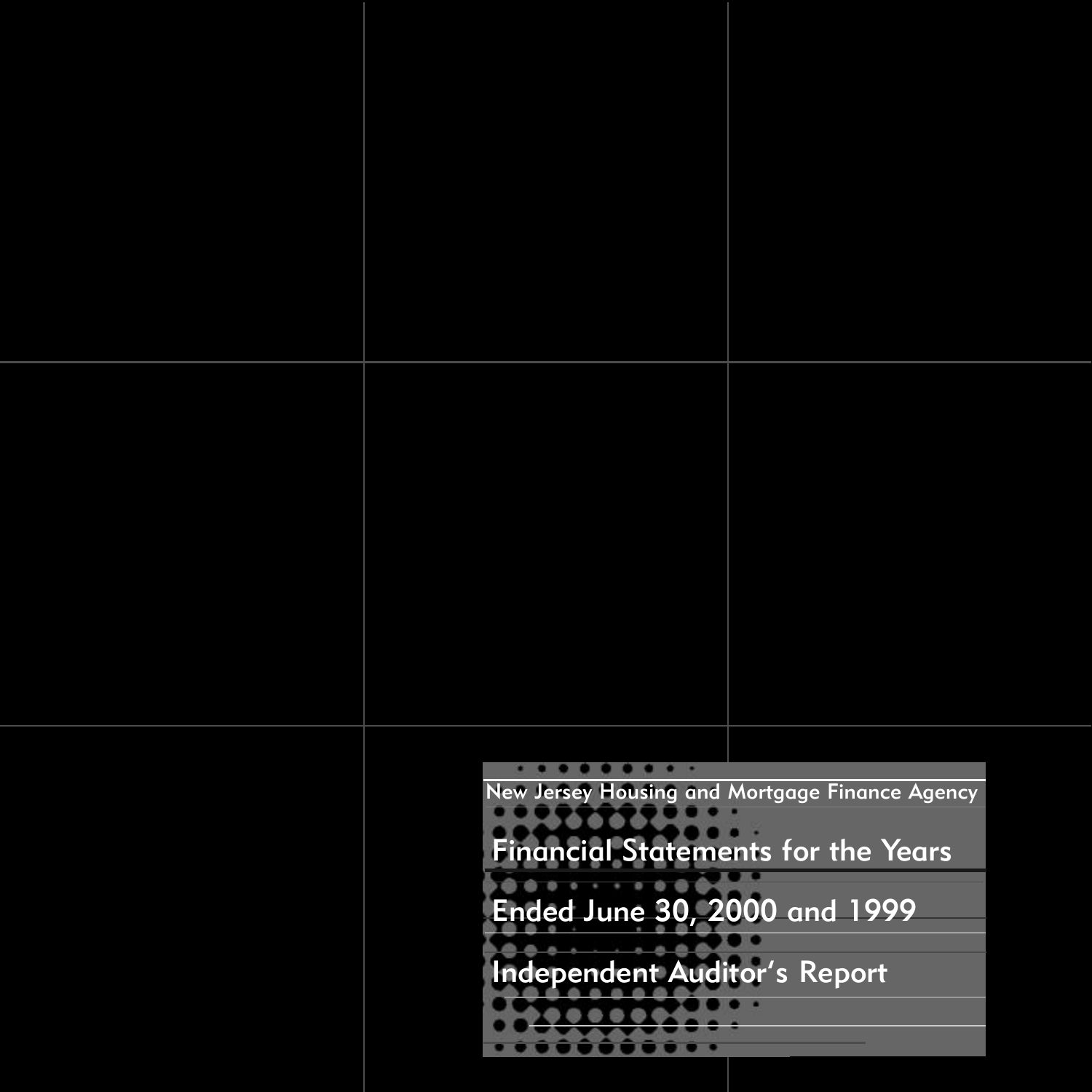New Jersey Housing and Mortgage Finance Agency

# Financial Statements for the Years Ended June 30, 2000 and 1999

## Independent Auditor's Report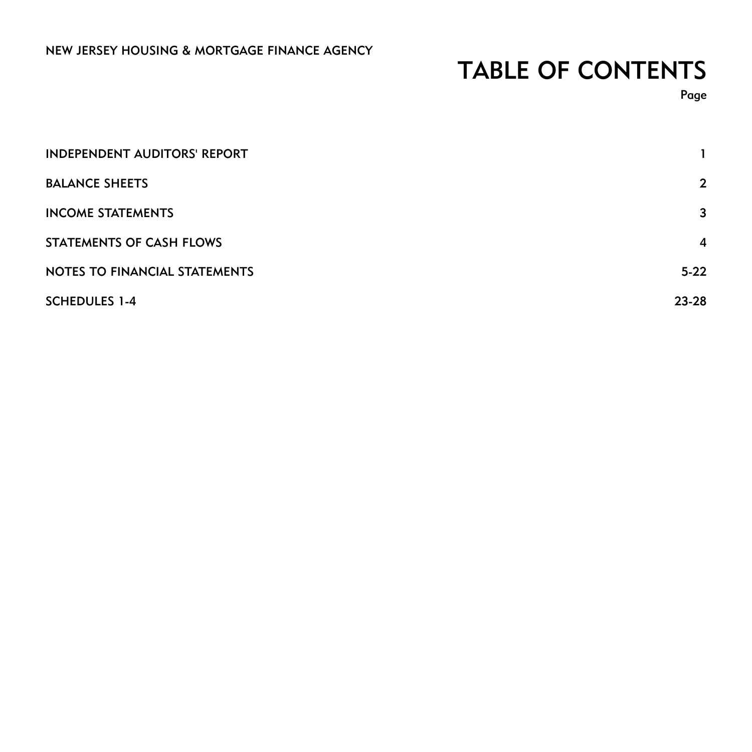NEW JERSEY HOUSING & MORTGAGE FINANCE AGENCY

# TABLE OF CONTENTS

| | Page |
| --- | --- |
| INDEPENDENT AUDITORS' REPORT | 1 |
| BALANCE SHEETS | 2 |
| INCOME STATEMENTS | 3 |
| STATEMENTS OF CASH FLOWS | 4 |
| NOTES TO FINANCIAL STATEMENTS | 5-22 |
| SCHEDULES 1-4 | 23-28 |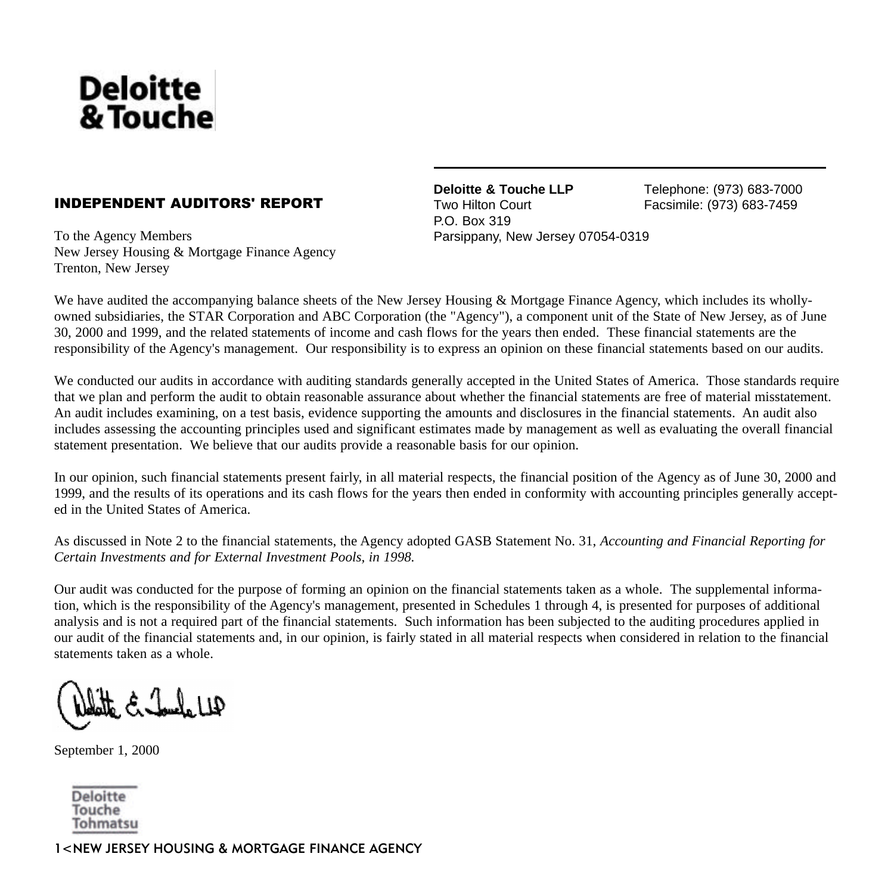Deloitte & Touche

## INDEPENDENT AUDITORS' REPORT

**Deloitte & Touche LLP**
Two Hilton Court
P.O. Box 319
Parsippany, New Jersey 07054-0319

Telephone: (973) 683-7000
Facsimile: (973) 683-7459

To the Agency Members
New Jersey Housing & Mortgage Finance Agency
Trenton, New Jersey

We have audited the accompanying balance sheets of the New Jersey Housing & Mortgage Finance Agency, which includes its wholly-owned subsidiaries, the STAR Corporation and ABC Corporation (the "Agency"), a component unit of the State of New Jersey, as of June 30, 2000 and 1999, and the related statements of income and cash flows for the years then ended. These financial statements are the responsibility of the Agency's management. Our responsibility is to express an opinion on these financial statements based on our audits.

We conducted our audits in accordance with auditing standards generally accepted in the United States of America. Those standards require that we plan and perform the audit to obtain reasonable assurance about whether the financial statements are free of material misstatement. An audit includes examining, on a test basis, evidence supporting the amounts and disclosures in the financial statements. An audit also includes assessing the accounting principles used and significant estimates made by management as well as evaluating the overall financial statement presentation. We believe that our audits provide a reasonable basis for our opinion.

In our opinion, such financial statements present fairly, in all material respects, the financial position of the Agency as of June 30, 2000 and 1999, and the results of its operations and its cash flows for the years then ended in conformity with accounting principles generally accepted in the United States of America.

As discussed in Note 2 to the financial statements, the Agency adopted GASB Statement No. 31, *Accounting and Financial Reporting for Certain Investments and for External Investment Pools, in 1998.*

Our audit was conducted for the purpose of forming an opinion on the financial statements taken as a whole. The supplemental information, which is the responsibility of the Agency's management, presented in Schedules 1 through 4, is presented for purposes of additional analysis and is not a required part of the financial statements. Such information has been subjected to the auditing procedures applied in our audit of the financial statements and, in our opinion, is fairly stated in all material respects when considered in relation to the financial statements taken as a whole.

Deloitte & Touche LLP

September 1, 2000

Deloitte Touche Tohmatsu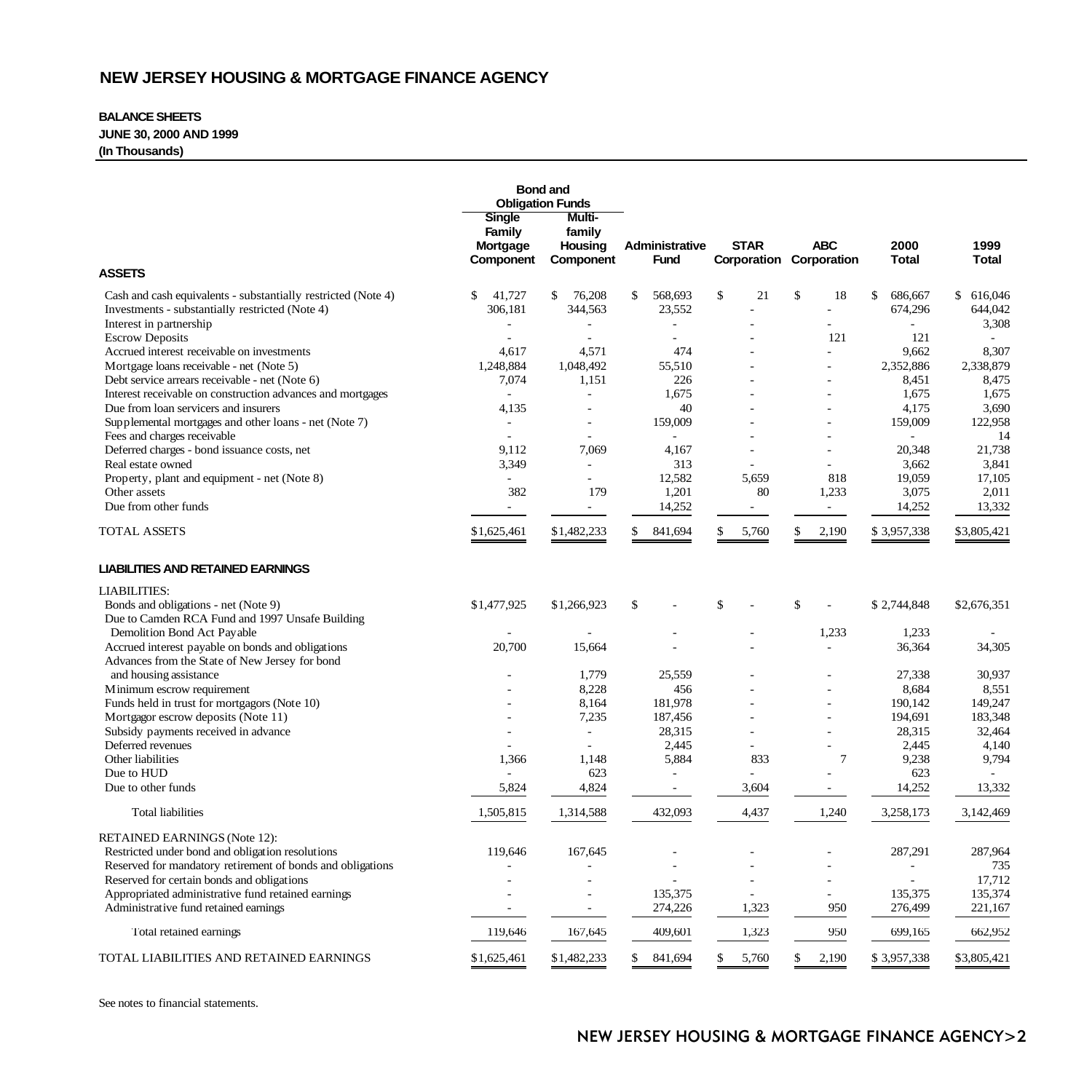# NEW JERSEY HOUSING & MORTGAGE FINANCE AGENCY

**BALANCE SHEETS**
**JUNE 30, 2000 AND 1999**
**(In Thousands)**

| | Bond and Obligation Funds | | | | | | |
|---|---|---|---|---|---|---|---|
| | Single Family Mortgage Component | Multi-family Housing Component | Administrative Fund | STAR Corporation | ABC Corporation | 2000 Total | 1999 Total |
| **ASSETS** | | | | | | | |
| Cash and cash equivalents - substantially restricted (Note 4) | $ 41,727 | $ 76,208 | $ 568,693 | $ 21 | $ 18 | $ 686,667 | $ 616,046 |
| Investments - substantially restricted (Note 4) | 306,181 | 344,563 | 23,552 | - | - | 674,296 | 644,042 |
| Interest in partnership | - | - | - | - | - | - | 3,308 |
| Escrow Deposits | - | - | - | - | 121 | 121 | - |
| Accrued interest receivable on investments | 4,617 | 4,571 | 474 | - | - | 9,662 | 8,307 |
| Mortgage loans receivable - net (Note 5) | 1,248,884 | 1,048,492 | 55,510 | - | - | 2,352,886 | 2,338,879 |
| Debt service arrears receivable - net (Note 6) | 7,074 | 1,151 | 226 | - | - | 8,451 | 8,475 |
| Interest receivable on construction advances and mortgages | - | - | 1,675 | - | - | 1,675 | 1,675 |
| Due from loan servicers and insurers | 4,135 | - | 40 | - | - | 4,175 | 3,690 |
| Supplemental mortgages and other loans - net (Note 7) | - | - | 159,009 | - | - | 159,009 | 122,958 |
| Fees and charges receivable | - | - | - | - | - | - | 14 |
| Deferred charges - bond issuance costs, net | 9,112 | 7,069 | 4,167 | - | - | 20,348 | 21,738 |
| Real estate owned | 3,349 | - | 313 | - | - | 3,662 | 3,841 |
| Property, plant and equipment - net (Note 8) | - | - | 12,582 | 5,659 | 818 | 19,059 | 17,105 |
| Other assets | 382 | 179 | 1,201 | 80 | 1,233 | 3,075 | 2,011 |
| Due from other funds | - | - | 14,252 | - | - | 14,252 | 13,332 |
| TOTAL ASSETS | $1,625,461 | $1,482,233 | $ 841,694 | $ 5,760 | $ 2,190 | $ 3,957,338 | $3,805,421 |
| **LIABILITIES AND RETAINED EARNINGS** | | | | | | | |
| LIABILITIES: | | | | | | | |
| Bonds and obligations - net (Note 9) | $1,477,925 | $1,266,923 | $ - | $ - | $ - | $ 2,744,848 | $2,676,351 |
| Due to Camden RCA Fund and 1997 Unsafe Building Demolition Bond Act Payable | - | - | - | - | 1,233 | 1,233 | - |
| Accrued interest payable on bonds and obligations | 20,700 | 15,664 | - | - | - | 36,364 | 34,305 |
| Advances from the State of New Jersey for bond and housing assistance | - | 1,779 | 25,559 | - | - | 27,338 | 30,937 |
| Minimum escrow requirement | - | 8,228 | 456 | - | - | 8,684 | 8,551 |
| Funds held in trust for mortgagors (Note 10) | - | 8,164 | 181,978 | - | - | 190,142 | 149,247 |
| Mortgagor escrow deposits (Note 11) | - | 7,235 | 187,456 | - | - | 194,691 | 183,348 |
| Subsidy payments received in advance | - | - | 28,315 | - | - | 28,315 | 32,464 |
| Deferred revenues | - | - | 2,445 | - | - | 2,445 | 4,140 |
| Other liabilities | 1,366 | 1,148 | 5,884 | 833 | 7 | 9,238 | 9,794 |
| Due to HUD | - | 623 | - | - | - | 623 | - |
| Due to other funds | 5,824 | 4,824 | - | 3,604 | - | 14,252 | 13,332 |
| Total liabilities | 1,505,815 | 1,314,588 | 432,093 | 4,437 | 1,240 | 3,258,173 | 3,142,469 |
| RETAINED EARNINGS (Note 12): | | | | | | | |
| Restricted under bond and obligation resolutions | 119,646 | 167,645 | - | - | - | 287,291 | 287,964 |
| Reserved for mandatory retirement of bonds and obligations | - | - | - | - | - | - | 735 |
| Reserved for certain bonds and obligations | - | - | - | - | - | - | 17,712 |
| Appropriated administrative fund retained earnings | - | - | 135,375 | - | - | 135,375 | 135,374 |
| Administrative fund retained earnings | - | - | 274,226 | 1,323 | 950 | 276,499 | 221,167 |
| Total retained earnings | 119,646 | 167,645 | 409,601 | 1,323 | 950 | 699,165 | 662,952 |
| TOTAL LIABILITIES AND RETAINED EARNINGS | $1,625,461 | $1,482,233 | $ 841,694 | $ 5,760 | $ 2,190 | $ 3,957,338 | $3,805,421 |

See notes to financial statements.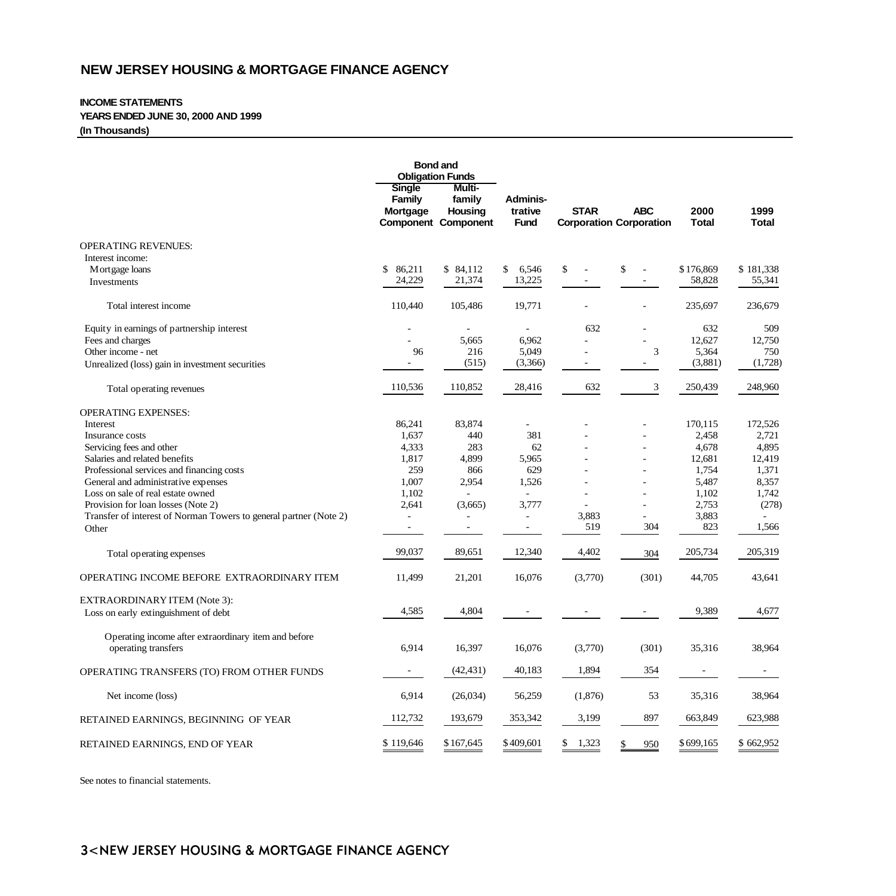# NEW JERSEY HOUSING & MORTGAGE FINANCE AGENCY

**INCOME STATEMENTS**
**YEARS ENDED JUNE 30, 2000 AND 1999**
**(In Thousands)**

| | Bond and Obligation Funds | | | | | | |
|---|---|---|---|---|---|---|---|
| | Single Family Mortgage Component | Multi-family Housing Component | Adminis-trative Fund | STAR Corporation | ABC Corporation | 2000 Total | 1999 Total |
| OPERATING REVENUES: | | | | | | | |
| Interest income: | | | | | | | |
| Mortgage loans | $ 86,211 | $ 84,112 | $ 6,546 | $ - | $ - | $176,869 | $ 181,338 |
| Investments | 24,229 | 21,374 | 13,225 | - | - | 58,828 | 55,341 |
| Total interest income | 110,440 | 105,486 | 19,771 | - | - | 235,697 | 236,679 |
| Equity in earnings of partnership interest | - | - | - | 632 | - | 632 | 509 |
| Fees and charges | - | 5,665 | 6,962 | - | - | 12,627 | 12,750 |
| Other income - net | 96 | 216 | 5,049 | - | 3 | 5,364 | 750 |
| Unrealized (loss) gain in investment securities | - | (515) | (3,366) | - | - | (3,881) | (1,728) |
| Total operating revenues | 110,536 | 110,852 | 28,416 | 632 | 3 | 250,439 | 248,960 |
| OPERATING EXPENSES: | | | | | | | |
| Interest | 86,241 | 83,874 | - | - | - | 170,115 | 172,526 |
| Insurance costs | 1,637 | 440 | 381 | - | - | 2,458 | 2,721 |
| Servicing fees and other | 4,333 | 283 | 62 | - | - | 4,678 | 4,895 |
| Salaries and related benefits | 1,817 | 4,899 | 5,965 | - | - | 12,681 | 12,419 |
| Professional services and financing costs | 259 | 866 | 629 | - | - | 1,754 | 1,371 |
| General and administrative expenses | 1,007 | 2,954 | 1,526 | - | - | 5,487 | 8,357 |
| Loss on sale of real estate owned | 1,102 | - | - | - | - | 1,102 | 1,742 |
| Provision for loan losses (Note 2) | 2,641 | (3,665) | 3,777 | - | - | 2,753 | (278) |
| Transfer of interest of Norman Towers to general partner (Note 2) | - | - | - | 3,883 | - | 3,883 | - |
| Other | - | - | - | 519 | 304 | 823 | 1,566 |
| Total operating expenses | 99,037 | 89,651 | 12,340 | 4,402 | 304 | 205,734 | 205,319 |
| OPERATING INCOME BEFORE EXTRAORDINARY ITEM | 11,499 | 21,201 | 16,076 | (3,770) | (301) | 44,705 | 43,641 |
| EXTRAORDINARY ITEM (Note 3): | | | | | | | |
| Loss on early extinguishment of debt | 4,585 | 4,804 | - | - | - | 9,389 | 4,677 |
| Operating income after extraordinary item and before operating transfers | 6,914 | 16,397 | 16,076 | (3,770) | (301) | 35,316 | 38,964 |
| OPERATING TRANSFERS (TO) FROM OTHER FUNDS | - | (42,431) | 40,183 | 1,894 | 354 | - | - |
| Net income (loss) | 6,914 | (26,034) | 56,259 | (1,876) | 53 | 35,316 | 38,964 |
| RETAINED EARNINGS, BEGINNING OF YEAR | 112,732 | 193,679 | 353,342 | 3,199 | 897 | 663,849 | 623,988 |
| RETAINED EARNINGS, END OF YEAR | $ 119,646 | $ 167,645 | $ 409,601 | $ 1,323 | $ 950 | $ 699,165 | $ 662,952 |

See notes to financial statements.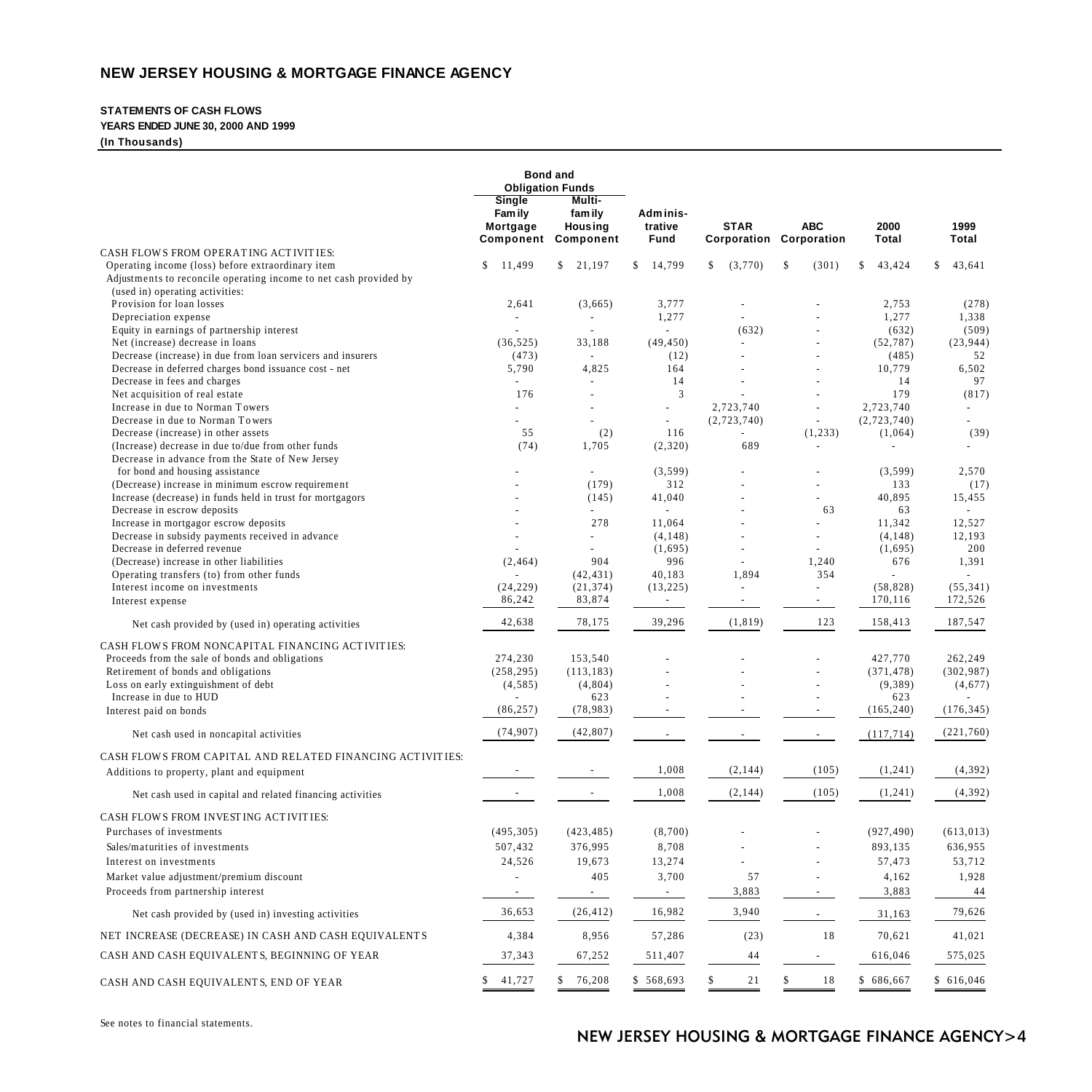# NEW JERSEY HOUSING & MORTGAGE FINANCE AGENCY

**STATEMENTS OF CASH FLOWS**
**YEARS ENDED JUNE 30, 2000 AND 1999**
**(In Thousands)**

| | Bond and Obligation Funds | | | | | | |
|---|---|---|---|---|---|---|---|
| | Single Family Mortgage Component | Multi-family Housing Component | Administrative Fund | STAR Corporation | ABC Corporation | 2000 Total | 1999 Total |
| CASH FLOWS FROM OPERATING ACTIVITIES: | | | | | | | |
| Operating income (loss) before extraordinary item | $ 11,499 | $ 21,197 | $ 14,799 | $ (3,770) | $ (301) | $ 43,424 | $ 43,641 |
| Adjustments to reconcile operating income to net cash provided by (used in) operating activities: | | | | | | | |
| Provision for loan losses | 2,641 | (3,665) | 3,777 | - | - | 2,753 | (278) |
| Depreciation expense | - | - | 1,277 | - | - | 1,277 | 1,338 |
| Equity in earnings of partnership interest | - | - | - | (632) | - | (632) | (509) |
| Net (increase) decrease in loans | (36,525) | 33,188 | (49,450) | - | - | (52,787) | (23,944) |
| Decrease (increase) in due from loan servicers and insurers | (473) | - | (12) | - | - | (485) | 52 |
| Decrease in deferred charges bond issuance cost - net | 5,790 | 4,825 | 164 | - | - | 10,779 | 6,502 |
| Decrease in fees and charges | - | - | 14 | - | - | 14 | 97 |
| Net acquisition of real estate | 176 | - | 3 | - | - | 179 | (817) |
| Increase in due to Norman Towers | - | - | - | 2,723,740 | - | 2,723,740 | - |
| Decrease in due to Norman Towers | - | - | - | (2,723,740) | - | (2,723,740) | - |
| Decrease (increase) in other assets | 55 | (2) | 116 | - | (1,233) | (1,064) | (39) |
| (Increase) decrease in due to/due from other funds | (74) | 1,705 | (2,320) | 689 | - | - | - |
| Decrease in advance from the State of New Jersey for bond and housing assistance | - | - | (3,599) | - | - | (3,599) | 2,570 |
| (Decrease) increase in minimum escrow requirement | - | (179) | 312 | - | - | 133 | (17) |
| Increase (decrease) in funds held in trust for mortgagors | - | (145) | 41,040 | - | - | 40,895 | 15,455 |
| Decrease in escrow deposits | - | - | - | - | 63 | 63 | - |
| Increase in mortgagor escrow deposits | - | 278 | 11,064 | - | - | 11,342 | 12,527 |
| Decrease in subsidy payments received in advance | - | - | (4,148) | - | - | (4,148) | 12,193 |
| Decrease in deferred revenue | - | - | (1,695) | - | - | (1,695) | 200 |
| (Decrease) increase in other liabilities | (2,464) | 904 | 996 | - | 1,240 | 676 | 1,391 |
| Operating transfers (to) from other funds | - | (42,431) | 40,183 | 1,894 | 354 | - | - |
| Interest income on investments | (24,229) | (21,374) | (13,225) | - | - | (58,828) | (55,341) |
| Interest expense | 86,242 | 83,874 | - | - | - | 170,116 | 172,526 |
| Net cash provided by (used in) operating activities | 42,638 | 78,175 | 39,296 | (1,819) | 123 | 158,413 | 187,547 |
| CASH FLOWS FROM NONCAPITAL FINANCING ACTIVITIES: | | | | | | | |
| Proceeds from the sale of bonds and obligations | 274,230 | 153,540 | - | - | - | 427,770 | 262,249 |
| Retirement of bonds and obligations | (258,295) | (113,183) | - | - | - | (371,478) | (302,987) |
| Loss on early extinguishment of debt | (4,585) | (4,804) | - | - | - | (9,389) | (4,677) |
| Increase in due to HUD | - | 623 | - | - | - | 623 | - |
| Interest paid on bonds | (86,257) | (78,983) | - | - | - | (165,240) | (176,345) |
| Net cash used in noncapital activities | (74,907) | (42,807) | - | - | - | (117,714) | (221,760) |
| CASH FLOWS FROM CAPITAL AND RELATED FINANCING ACTIVITIES: | | | | | | | |
| Additions to property, plant and equipment | - | - | 1,008 | (2,144) | (105) | (1,241) | (4,392) |
| Net cash used in capital and related financing activities | - | - | 1,008 | (2,144) | (105) | (1,241) | (4,392) |
| CASH FLOWS FROM INVESTING ACTIVITIES: | | | | | | | |
| Purchases of investments | (495,305) | (423,485) | (8,700) | - | - | (927,490) | (613,013) |
| Sales/maturities of investments | 507,432 | 376,995 | 8,708 | - | - | 893,135 | 636,955 |
| Interest on investments | 24,526 | 19,673 | 13,274 | - | - | 57,473 | 53,712 |
| Market value adjustment/premium discount | - | 405 | 3,700 | 57 | - | 4,162 | 1,928 |
| Proceeds from partnership interest | - | - | - | 3,883 | - | 3,883 | 44 |
| Net cash provided by (used in) investing activities | 36,653 | (26,412) | 16,982 | 3,940 | - | 31,163 | 79,626 |
| NET INCREASE (DECREASE) IN CASH AND CASH EQUIVALENTS | 4,384 | 8,956 | 57,286 | (23) | 18 | 70,621 | 41,021 |
| CASH AND CASH EQUIVALENTS, BEGINNING OF YEAR | 37,343 | 67,252 | 511,407 | 44 | - | 616,046 | 575,025 |
| CASH AND CASH EQUIVALENTS, END OF YEAR | $ 41,727 | $ 76,208 | $ 568,693 | $ 21 | $ 18 | $ 686,667 | $ 616,046 |

See notes to financial statements.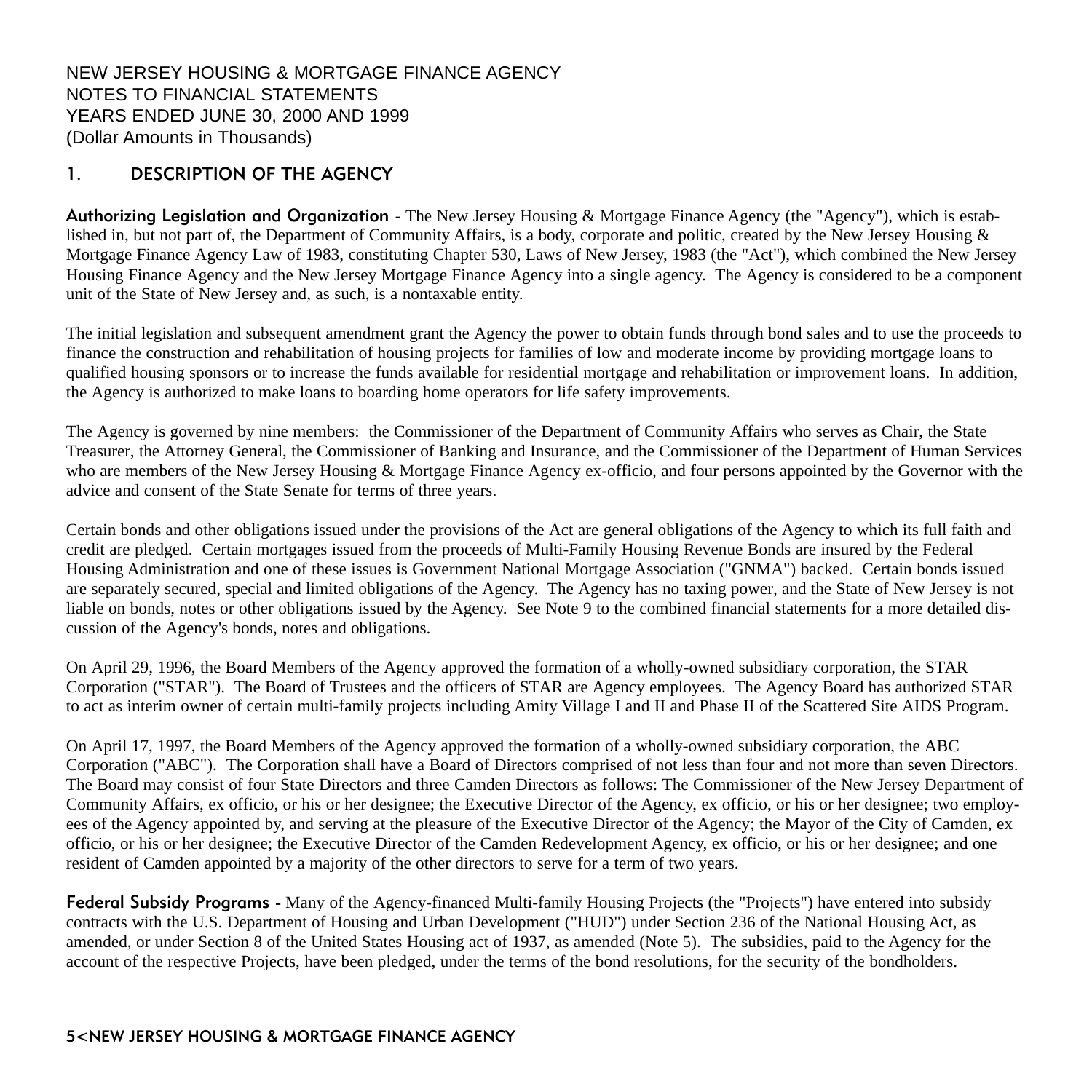NEW JERSEY HOUSING & MORTGAGE FINANCE AGENCY
NOTES TO FINANCIAL STATEMENTS
YEARS ENDED JUNE 30, 2000 AND 1999
(Dollar Amounts in Thousands)

## 1. DESCRIPTION OF THE AGENCY

**Authorizing Legislation and Organization** - The New Jersey Housing & Mortgage Finance Agency (the "Agency"), which is established in, but not part of, the Department of Community Affairs, is a body, corporate and politic, created by the New Jersey Housing & Mortgage Finance Agency Law of 1983, constituting Chapter 530, Laws of New Jersey, 1983 (the "Act"), which combined the New Jersey Housing Finance Agency and the New Jersey Mortgage Finance Agency into a single agency. The Agency is considered to be a component unit of the State of New Jersey and, as such, is a nontaxable entity.

The initial legislation and subsequent amendment grant the Agency the power to obtain funds through bond sales and to use the proceeds to finance the construction and rehabilitation of housing projects for families of low and moderate income by providing mortgage loans to qualified housing sponsors or to increase the funds available for residential mortgage and rehabilitation or improvement loans. In addition, the Agency is authorized to make loans to boarding home operators for life safety improvements.

The Agency is governed by nine members: the Commissioner of the Department of Community Affairs who serves as Chair, the State Treasurer, the Attorney General, the Commissioner of Banking and Insurance, and the Commissioner of the Department of Human Services who are members of the New Jersey Housing & Mortgage Finance Agency ex-officio, and four persons appointed by the Governor with the advice and consent of the State Senate for terms of three years.

Certain bonds and other obligations issued under the provisions of the Act are general obligations of the Agency to which its full faith and credit are pledged. Certain mortgages issued from the proceeds of Multi-Family Housing Revenue Bonds are insured by the Federal Housing Administration and one of these issues is Government National Mortgage Association ("GNMA") backed. Certain bonds issued are separately secured, special and limited obligations of the Agency. The Agency has no taxing power, and the State of New Jersey is not liable on bonds, notes or other obligations issued by the Agency. See Note 9 to the combined financial statements for a more detailed discussion of the Agency's bonds, notes and obligations.

On April 29, 1996, the Board Members of the Agency approved the formation of a wholly-owned subsidiary corporation, the STAR Corporation ("STAR"). The Board of Trustees and the officers of STAR are Agency employees. The Agency Board has authorized STAR to act as interim owner of certain multi-family projects including Amity Village I and II and Phase II of the Scattered Site AIDS Program.

On April 17, 1997, the Board Members of the Agency approved the formation of a wholly-owned subsidiary corporation, the ABC Corporation ("ABC"). The Corporation shall have a Board of Directors comprised of not less than four and not more than seven Directors. The Board may consist of four State Directors and three Camden Directors as follows: The Commissioner of the New Jersey Department of Community Affairs, ex officio, or his or her designee; the Executive Director of the Agency, ex officio, or his or her designee; two employees of the Agency appointed by, and serving at the pleasure of the Executive Director of the Agency; the Mayor of the City of Camden, ex officio, or his or her designee; the Executive Director of the Camden Redevelopment Agency, ex officio, or his or her designee; and one resident of Camden appointed by a majority of the other directors to serve for a term of two years.

**Federal Subsidy Programs -** Many of the Agency-financed Multi-family Housing Projects (the "Projects") have entered into subsidy contracts with the U.S. Department of Housing and Urban Development ("HUD") under Section 236 of the National Housing Act, as amended, or under Section 8 of the United States Housing act of 1937, as amended (Note 5). The subsidies, paid to the Agency for the account of the respective Projects, have been pledged, under the terms of the bond resolutions, for the security of the bondholders.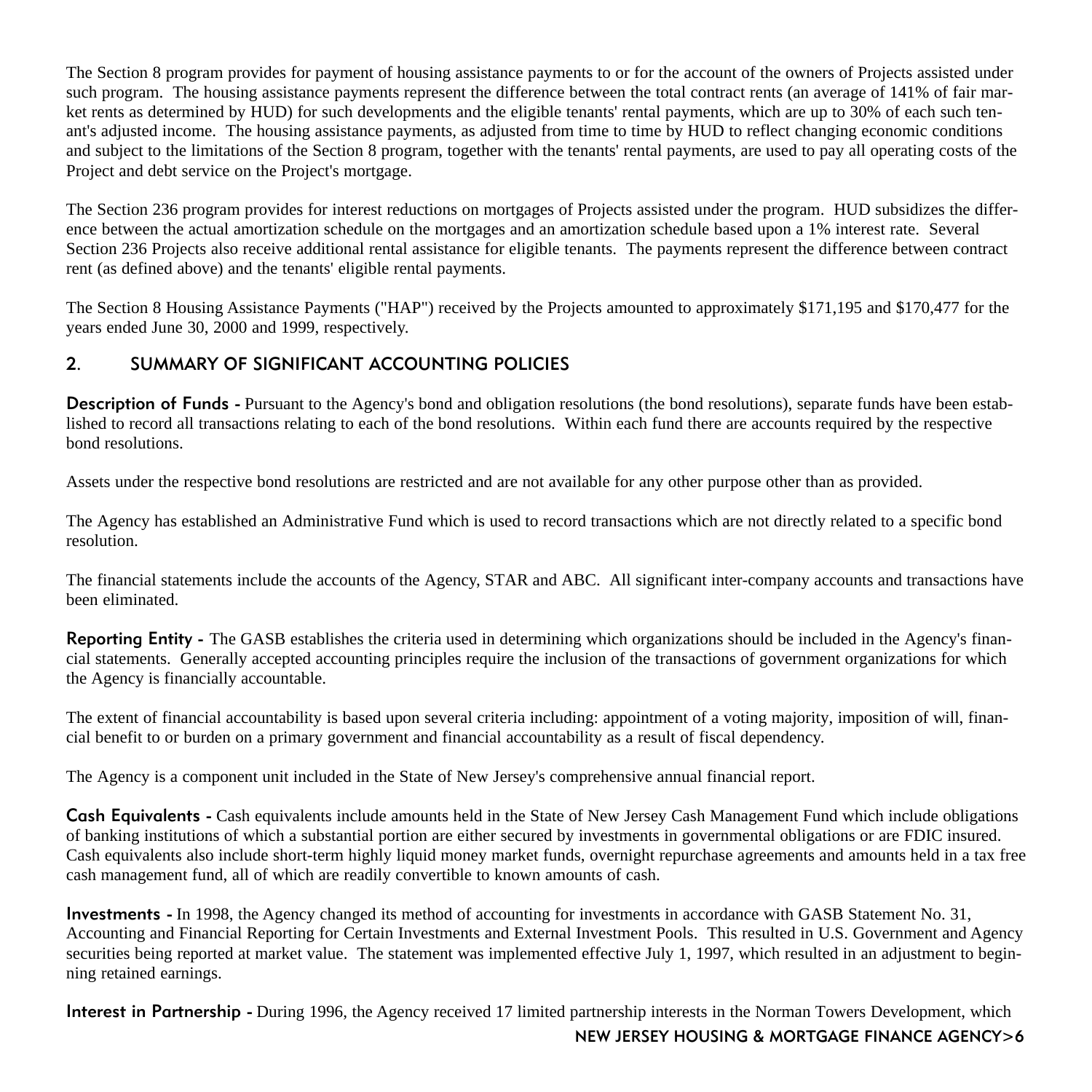The Section 8 program provides for payment of housing assistance payments to or for the account of the owners of Projects assisted under such program. The housing assistance payments represent the difference between the total contract rents (an average of 141% of fair market rents as determined by HUD) for such developments and the eligible tenants' rental payments, which are up to 30% of each such tenant's adjusted income. The housing assistance payments, as adjusted from time to time by HUD to reflect changing economic conditions and subject to the limitations of the Section 8 program, together with the tenants' rental payments, are used to pay all operating costs of the Project and debt service on the Project's mortgage.

The Section 236 program provides for interest reductions on mortgages of Projects assisted under the program. HUD subsidizes the difference between the actual amortization schedule on the mortgages and an amortization schedule based upon a 1% interest rate. Several Section 236 Projects also receive additional rental assistance for eligible tenants. The payments represent the difference between contract rent (as defined above) and the tenants' eligible rental payments.

The Section 8 Housing Assistance Payments ("HAP") received by the Projects amounted to approximately $171,195 and $170,477 for the years ended June 30, 2000 and 1999, respectively.

## 2. SUMMARY OF SIGNIFICANT ACCOUNTING POLICIES

**Description of Funds -** Pursuant to the Agency's bond and obligation resolutions (the bond resolutions), separate funds have been established to record all transactions relating to each of the bond resolutions. Within each fund there are accounts required by the respective bond resolutions.

Assets under the respective bond resolutions are restricted and are not available for any other purpose other than as provided.

The Agency has established an Administrative Fund which is used to record transactions which are not directly related to a specific bond resolution.

The financial statements include the accounts of the Agency, STAR and ABC. All significant inter-company accounts and transactions have been eliminated.

**Reporting Entity -** The GASB establishes the criteria used in determining which organizations should be included in the Agency's financial statements. Generally accepted accounting principles require the inclusion of the transactions of government organizations for which the Agency is financially accountable.

The extent of financial accountability is based upon several criteria including: appointment of a voting majority, imposition of will, financial benefit to or burden on a primary government and financial accountability as a result of fiscal dependency.

The Agency is a component unit included in the State of New Jersey's comprehensive annual financial report.

**Cash Equivalents -** Cash equivalents include amounts held in the State of New Jersey Cash Management Fund which include obligations of banking institutions of which a substantial portion are either secured by investments in governmental obligations or are FDIC insured. Cash equivalents also include short-term highly liquid money market funds, overnight repurchase agreements and amounts held in a tax free cash management fund, all of which are readily convertible to known amounts of cash.

**Investments -** In 1998, the Agency changed its method of accounting for investments in accordance with GASB Statement No. 31, Accounting and Financial Reporting for Certain Investments and External Investment Pools. This resulted in U.S. Government and Agency securities being reported at market value. The statement was implemented effective July 1, 1997, which resulted in an adjustment to beginning retained earnings.

**Interest in Partnership -** During 1996, the Agency received 17 limited partnership interests in the Norman Towers Development, which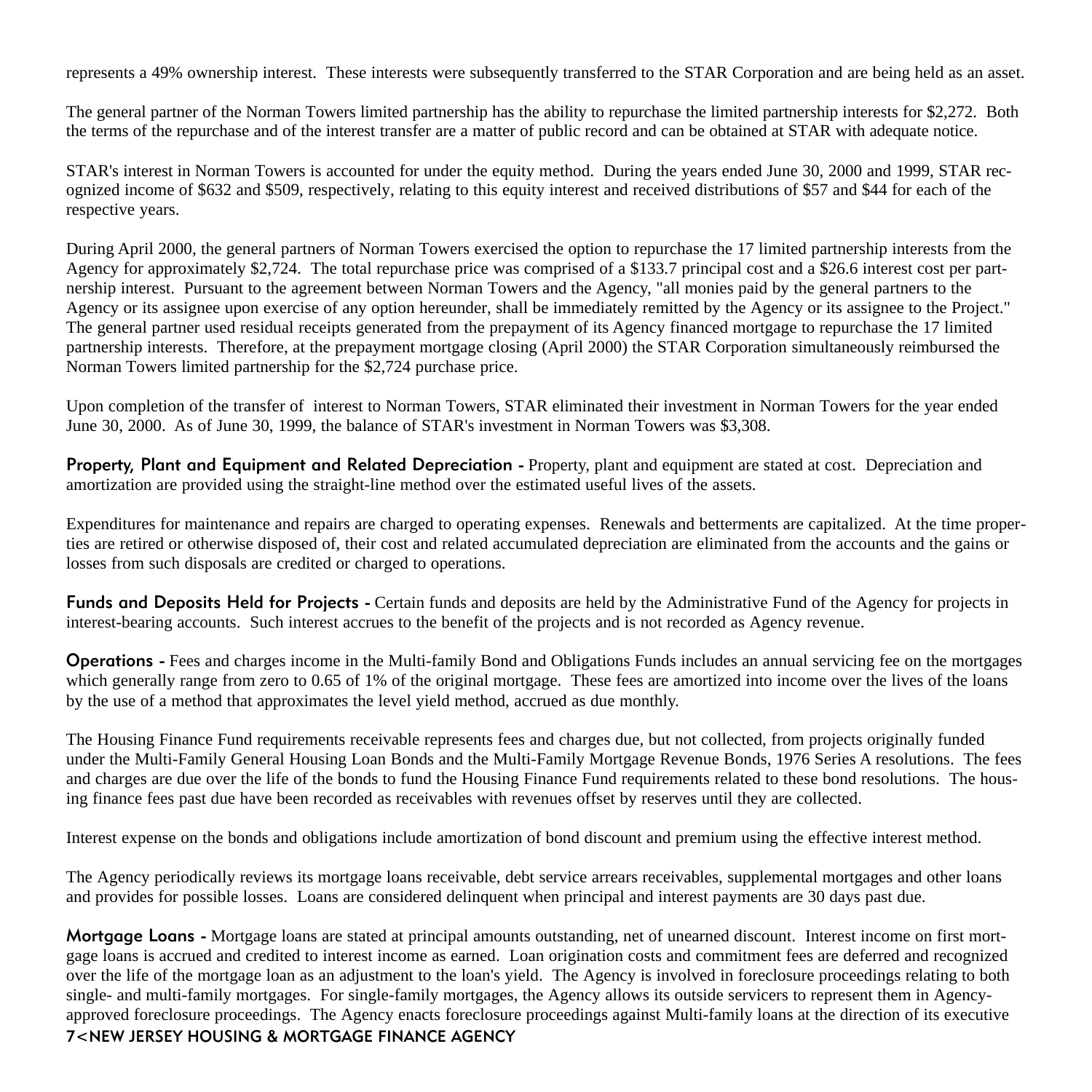represents a 49% ownership interest. These interests were subsequently transferred to the STAR Corporation and are being held as an asset.

The general partner of the Norman Towers limited partnership has the ability to repurchase the limited partnership interests for $2,272. Both the terms of the repurchase and of the interest transfer are a matter of public record and can be obtained at STAR with adequate notice.

STAR's interest in Norman Towers is accounted for under the equity method. During the years ended June 30, 2000 and 1999, STAR recognized income of $632 and $509, respectively, relating to this equity interest and received distributions of $57 and $44 for each of the respective years.

During April 2000, the general partners of Norman Towers exercised the option to repurchase the 17 limited partnership interests from the Agency for approximately $2,724. The total repurchase price was comprised of a $133.7 principal cost and a $26.6 interest cost per partnership interest. Pursuant to the agreement between Norman Towers and the Agency, "all monies paid by the general partners to the Agency or its assignee upon exercise of any option hereunder, shall be immediately remitted by the Agency or its assignee to the Project." The general partner used residual receipts generated from the prepayment of its Agency financed mortgage to repurchase the 17 limited partnership interests. Therefore, at the prepayment mortgage closing (April 2000) the STAR Corporation simultaneously reimbursed the Norman Towers limited partnership for the $2,724 purchase price.

Upon completion of the transfer of interest to Norman Towers, STAR eliminated their investment in Norman Towers for the year ended June 30, 2000. As of June 30, 1999, the balance of STAR's investment in Norman Towers was $3,308.

**Property, Plant and Equipment and Related Depreciation -** Property, plant and equipment are stated at cost. Depreciation and amortization are provided using the straight-line method over the estimated useful lives of the assets.

Expenditures for maintenance and repairs are charged to operating expenses. Renewals and betterments are capitalized. At the time properties are retired or otherwise disposed of, their cost and related accumulated depreciation are eliminated from the accounts and the gains or losses from such disposals are credited or charged to operations.

**Funds and Deposits Held for Projects -** Certain funds and deposits are held by the Administrative Fund of the Agency for projects in interest-bearing accounts. Such interest accrues to the benefit of the projects and is not recorded as Agency revenue.

**Operations -** Fees and charges income in the Multi-family Bond and Obligations Funds includes an annual servicing fee on the mortgages which generally range from zero to 0.65 of 1% of the original mortgage. These fees are amortized into income over the lives of the loans by the use of a method that approximates the level yield method, accrued as due monthly.

The Housing Finance Fund requirements receivable represents fees and charges due, but not collected, from projects originally funded under the Multi-Family General Housing Loan Bonds and the Multi-Family Mortgage Revenue Bonds, 1976 Series A resolutions. The fees and charges are due over the life of the bonds to fund the Housing Finance Fund requirements related to these bond resolutions. The housing finance fees past due have been recorded as receivables with revenues offset by reserves until they are collected.

Interest expense on the bonds and obligations include amortization of bond discount and premium using the effective interest method.

The Agency periodically reviews its mortgage loans receivable, debt service arrears receivables, supplemental mortgages and other loans and provides for possible losses. Loans are considered delinquent when principal and interest payments are 30 days past due.

**Mortgage Loans -** Mortgage loans are stated at principal amounts outstanding, net of unearned discount. Interest income on first mortgage loans is accrued and credited to interest income as earned. Loan origination costs and commitment fees are deferred and recognized over the life of the mortgage loan as an adjustment to the loan's yield. The Agency is involved in foreclosure proceedings relating to both single- and multi-family mortgages. For single-family mortgages, the Agency allows its outside servicers to represent them in Agency-approved foreclosure proceedings. The Agency enacts foreclosure proceedings against Multi-family loans at the direction of its executive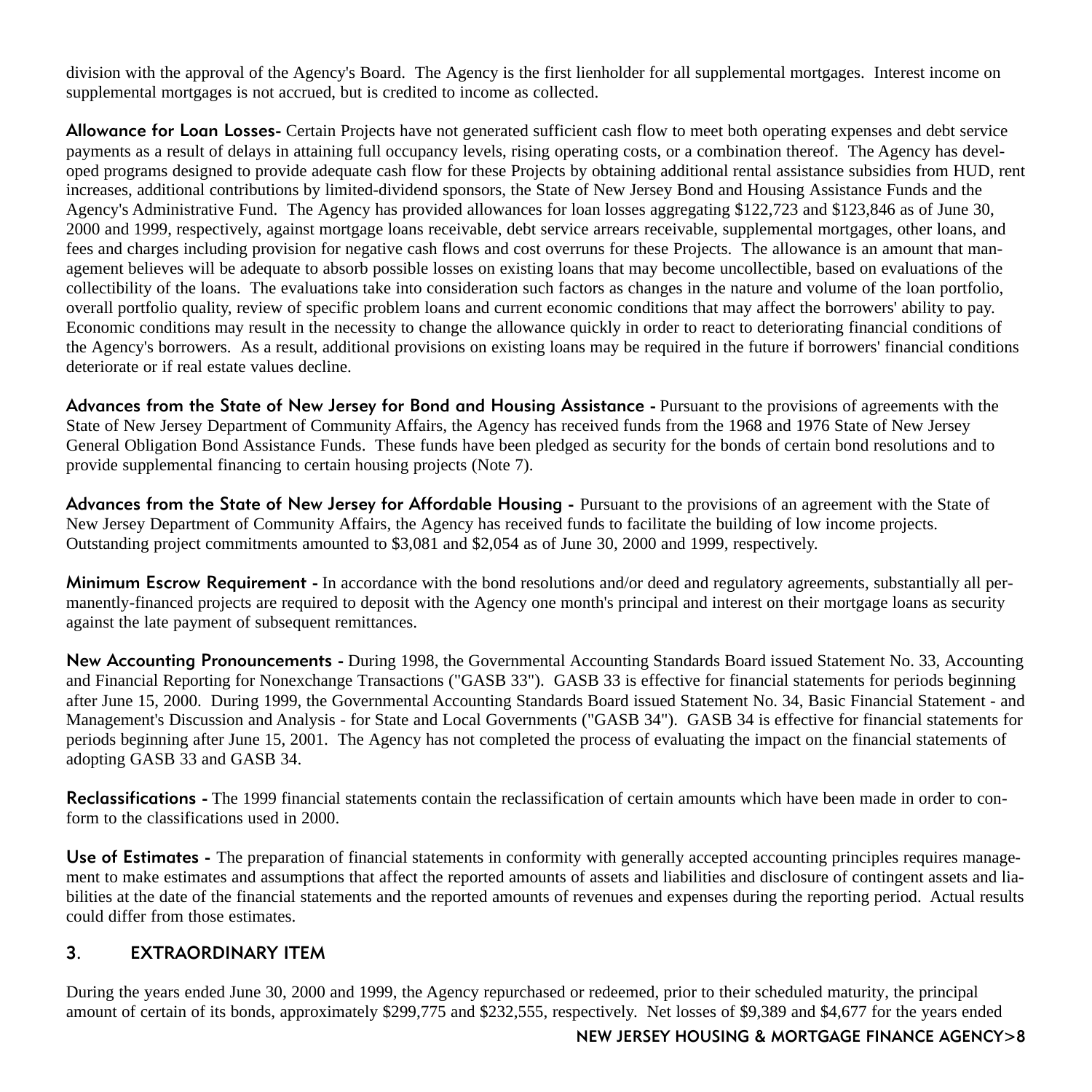division with the approval of the Agency's Board. The Agency is the first lienholder for all supplemental mortgages. Interest income on supplemental mortgages is not accrued, but is credited to income as collected.

**Allowance for Loan Losses-** Certain Projects have not generated sufficient cash flow to meet both operating expenses and debt service payments as a result of delays in attaining full occupancy levels, rising operating costs, or a combination thereof. The Agency has developed programs designed to provide adequate cash flow for these Projects by obtaining additional rental assistance subsidies from HUD, rent increases, additional contributions by limited-dividend sponsors, the State of New Jersey Bond and Housing Assistance Funds and the Agency's Administrative Fund. The Agency has provided allowances for loan losses aggregating $122,723 and $123,846 as of June 30, 2000 and 1999, respectively, against mortgage loans receivable, debt service arrears receivable, supplemental mortgages, other loans, and fees and charges including provision for negative cash flows and cost overruns for these Projects. The allowance is an amount that management believes will be adequate to absorb possible losses on existing loans that may become uncollectible, based on evaluations of the collectibility of the loans. The evaluations take into consideration such factors as changes in the nature and volume of the loan portfolio, overall portfolio quality, review of specific problem loans and current economic conditions that may affect the borrowers' ability to pay. Economic conditions may result in the necessity to change the allowance quickly in order to react to deteriorating financial conditions of the Agency's borrowers. As a result, additional provisions on existing loans may be required in the future if borrowers' financial conditions deteriorate or if real estate values decline.

**Advances from the State of New Jersey for Bond and Housing Assistance -** Pursuant to the provisions of agreements with the State of New Jersey Department of Community Affairs, the Agency has received funds from the 1968 and 1976 State of New Jersey General Obligation Bond Assistance Funds. These funds have been pledged as security for the bonds of certain bond resolutions and to provide supplemental financing to certain housing projects (Note 7).

**Advances from the State of New Jersey for Affordable Housing -** Pursuant to the provisions of an agreement with the State of New Jersey Department of Community Affairs, the Agency has received funds to facilitate the building of low income projects. Outstanding project commitments amounted to $3,081 and $2,054 as of June 30, 2000 and 1999, respectively.

**Minimum Escrow Requirement -** In accordance with the bond resolutions and/or deed and regulatory agreements, substantially all permanently-financed projects are required to deposit with the Agency one month's principal and interest on their mortgage loans as security against the late payment of subsequent remittances.

**New Accounting Pronouncements -** During 1998, the Governmental Accounting Standards Board issued Statement No. 33, Accounting and Financial Reporting for Nonexchange Transactions ("GASB 33"). GASB 33 is effective for financial statements for periods beginning after June 15, 2000. During 1999, the Governmental Accounting Standards Board issued Statement No. 34, Basic Financial Statement - and Management's Discussion and Analysis - for State and Local Governments ("GASB 34"). GASB 34 is effective for financial statements for periods beginning after June 15, 2001. The Agency has not completed the process of evaluating the impact on the financial statements of adopting GASB 33 and GASB 34.

**Reclassifications -** The 1999 financial statements contain the reclassification of certain amounts which have been made in order to conform to the classifications used in 2000.

**Use of Estimates -** The preparation of financial statements in conformity with generally accepted accounting principles requires management to make estimates and assumptions that affect the reported amounts of assets and liabilities and disclosure of contingent assets and liabilities at the date of the financial statements and the reported amounts of revenues and expenses during the reporting period. Actual results could differ from those estimates.

## 3. EXTRAORDINARY ITEM

During the years ended June 30, 2000 and 1999, the Agency repurchased or redeemed, prior to their scheduled maturity, the principal amount of certain of its bonds, approximately $299,775 and $232,555, respectively. Net losses of $9,389 and $4,677 for the years ended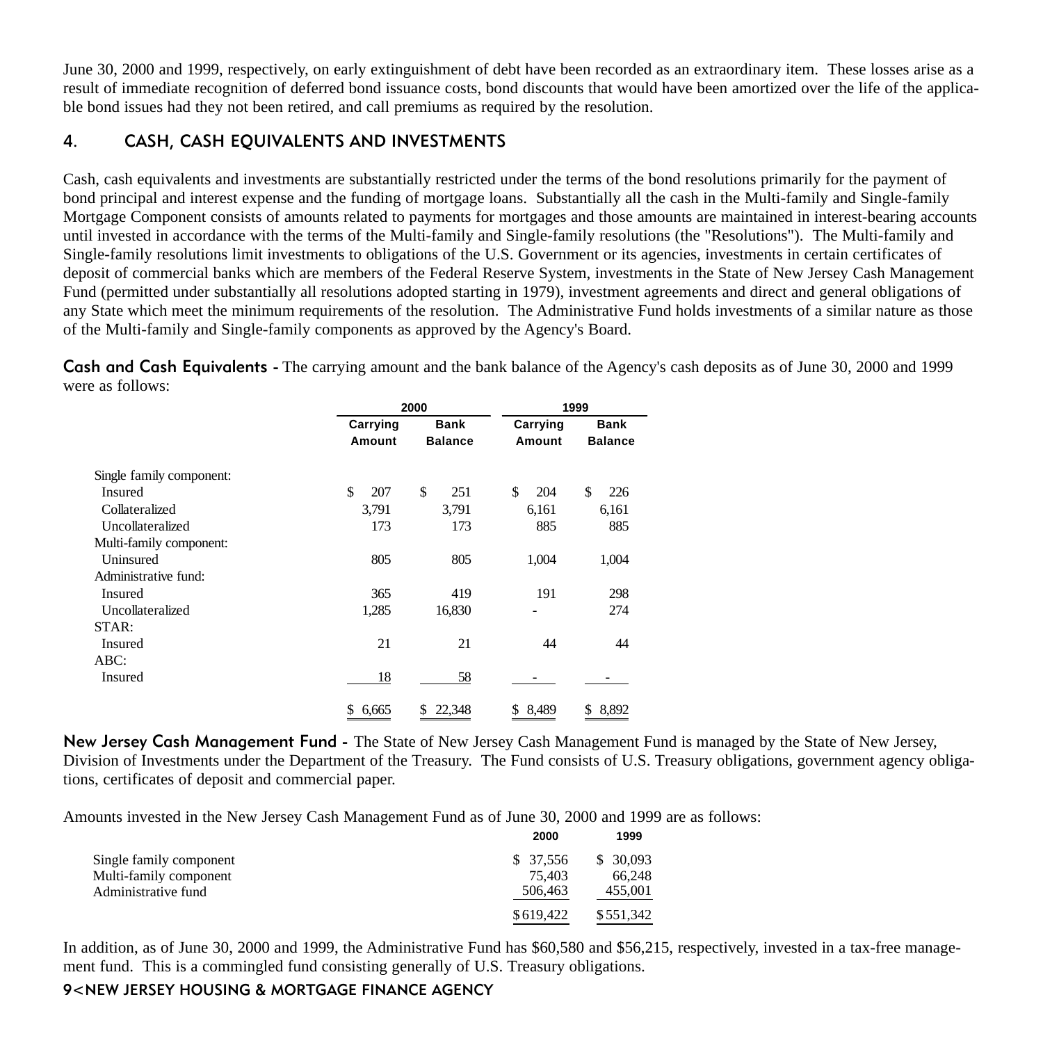June 30, 2000 and 1999, respectively, on early extinguishment of debt have been recorded as an extraordinary item. These losses arise as a result of immediate recognition of deferred bond issuance costs, bond discounts that would have been amortized over the life of the applicable bond issues had they not been retired, and call premiums as required by the resolution.

## 4. CASH, CASH EQUIVALENTS AND INVESTMENTS

Cash, cash equivalents and investments are substantially restricted under the terms of the bond resolutions primarily for the payment of bond principal and interest expense and the funding of mortgage loans. Substantially all the cash in the Multi-family and Single-family Mortgage Component consists of amounts related to payments for mortgages and those amounts are maintained in interest-bearing accounts until invested in accordance with the terms of the Multi-family and Single-family resolutions (the "Resolutions"). The Multi-family and Single-family resolutions limit investments to obligations of the U.S. Government or its agencies, investments in certain certificates of deposit of commercial banks which are members of the Federal Reserve System, investments in the State of New Jersey Cash Management Fund (permitted under substantially all resolutions adopted starting in 1979), investment agreements and direct and general obligations of any State which meet the minimum requirements of the resolution. The Administrative Fund holds investments of a similar nature as those of the Multi-family and Single-family components as approved by the Agency's Board.

**Cash and Cash Equivalents -** The carrying amount and the bank balance of the Agency's cash deposits as of June 30, 2000 and 1999 were as follows:

| | 2000 | | 1999 | |
|---|---|---|---|---|
| | Carrying Amount | Bank Balance | Carrying Amount | Bank Balance |
| Single family component: | | | | |
| Insured | $ 207 | $ 251 | $ 204 | $ 226 |
| Collateralized | 3,791 | 3,791 | 6,161 | 6,161 |
| Uncollateralized | 173 | 173 | 885 | 885 |
| Multi-family component: | | | | |
| Uninsured | 805 | 805 | 1,004 | 1,004 |
| Administrative fund: | | | | |
| Insured | 365 | 419 | 191 | 298 |
| Uncollateralized | 1,285 | 16,830 | - | 274 |
| STAR: | | | | |
| Insured | 21 | 21 | 44 | 44 |
| ABC: | | | | |
| Insured | 18 | 58 | - | - |
| | $ 6,665 | $ 22,348 | $ 8,489 | $ 8,892 |

**New Jersey Cash Management Fund -** The State of New Jersey Cash Management Fund is managed by the State of New Jersey, Division of Investments under the Department of the Treasury. The Fund consists of U.S. Treasury obligations, government agency obligations, certificates of deposit and commercial paper.

Amounts invested in the New Jersey Cash Management Fund as of June 30, 2000 and 1999 are as follows:

| | 2000 | 1999 |
|---|---|---|
| Single family component | $ 37,556 | $ 30,093 |
| Multi-family component | 75,403 | 66,248 |
| Administrative fund | 506,463 | 455,001 |
| | $619,422 | $551,342 |

In addition, as of June 30, 2000 and 1999, the Administrative Fund has $60,580 and $56,215, respectively, invested in a tax-free management fund. This is a commingled fund consisting generally of U.S. Treasury obligations.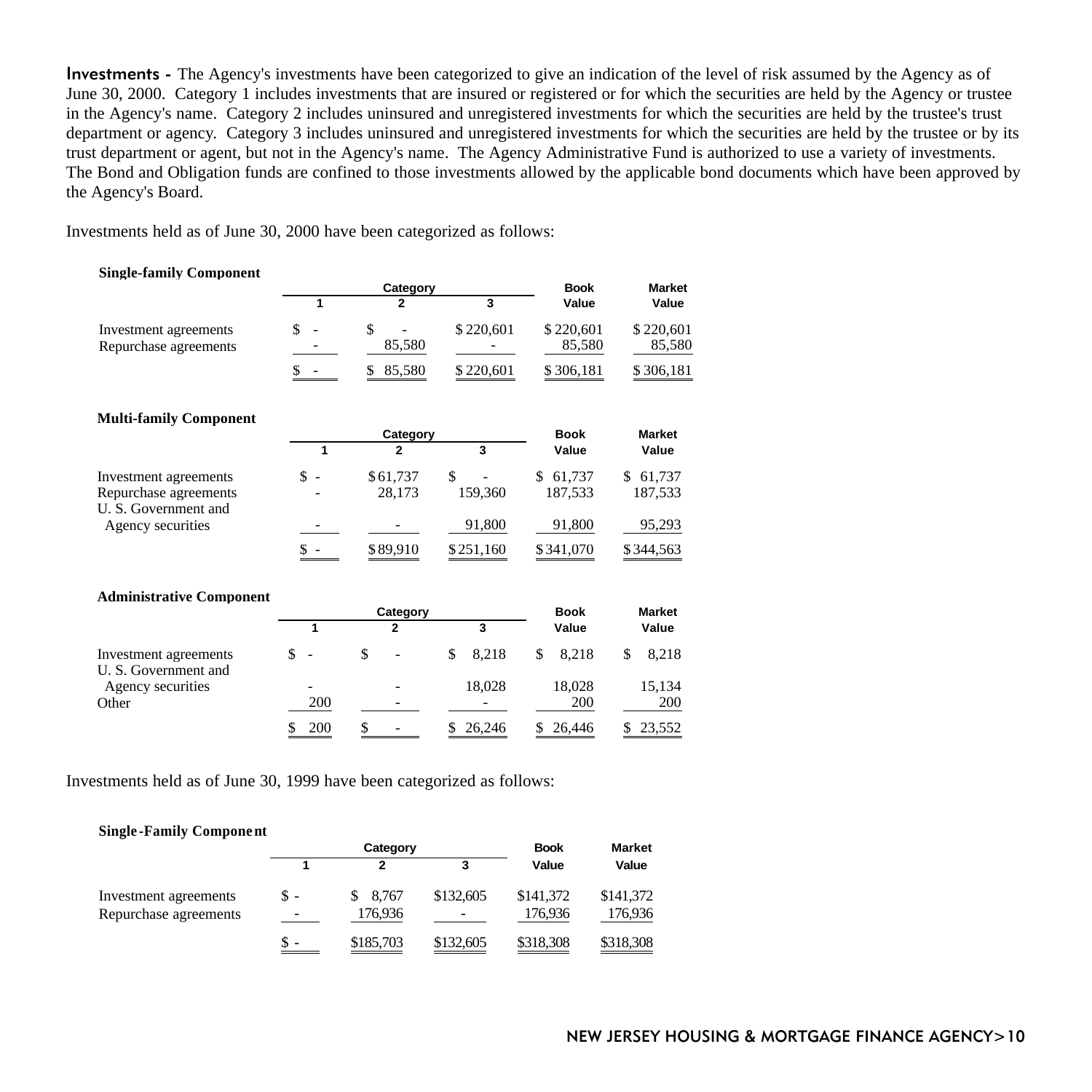**Investments -** The Agency's investments have been categorized to give an indication of the level of risk assumed by the Agency as of June 30, 2000. Category 1 includes investments that are insured or registered or for which the securities are held by the Agency or trustee in the Agency's name. Category 2 includes uninsured and unregistered investments for which the securities are held by the trustee's trust department or agency. Category 3 includes uninsured and unregistered investments for which the securities are held by the trustee or by its trust department or agent, but not in the Agency's name. The Agency Administrative Fund is authorized to use a variety of investments. The Bond and Obligation funds are confined to those investments allowed by the applicable bond documents which have been approved by the Agency's Board.

Investments held as of June 30, 2000 have been categorized as follows:

**Single-family Component**

| | Category | | | Book | Market |
|---|---|---|---|---|---|
| | 1 | 2 | 3 | Value | Value |
| Investment agreements | $ - | $ - | $ 220,601 | $ 220,601 | $ 220,601 |
| Repurchase agreements | - | 85,580 | - | 85,580 | 85,580 |
| | $ - | $ 85,580 | $ 220,601 | $ 306,181 | $ 306,181 |

**Multi-family Component**

| | Category | | | Book | Market |
|---|---|---|---|---|---|
| | 1 | 2 | 3 | Value | Value |
| Investment agreements | $ - | $ 61,737 | $ - | $ 61,737 | $ 61,737 |
| Repurchase agreements | - | 28,173 | 159,360 | 187,533 | 187,533 |
| U. S. Government and Agency securities | - | - | 91,800 | 91,800 | 95,293 |
| | $ - | $ 89,910 | $ 251,160 | $ 341,070 | $ 344,563 |

**Administrative Component**

| | Category | | | Book | Market |
|---|---|---|---|---|---|
| | 1 | 2 | 3 | Value | Value |
| Investment agreements | $ - | $ - | $ 8,218 | $ 8,218 | $ 8,218 |
| U. S. Government and Agency securities | - | - | 18,028 | 18,028 | 15,134 |
| Other | 200 | - | - | 200 | 200 |
| | $ 200 | $ - | $ 26,246 | $ 26,446 | $ 23,552 |

Investments held as of June 30, 1999 have been categorized as follows:

**Single-Family Component**

| | Category | | | Book | Market |
|---|---|---|---|---|---|
| | 1 | 2 | 3 | Value | Value |
| Investment agreements | $ - | $ 8,767 | $132,605 | $141,372 | $141,372 |
| Repurchase agreements | - | 176,936 | - | 176,936 | 176,936 |
| | $ - | $185,703 | $132,605 | $318,308 | $318,308 |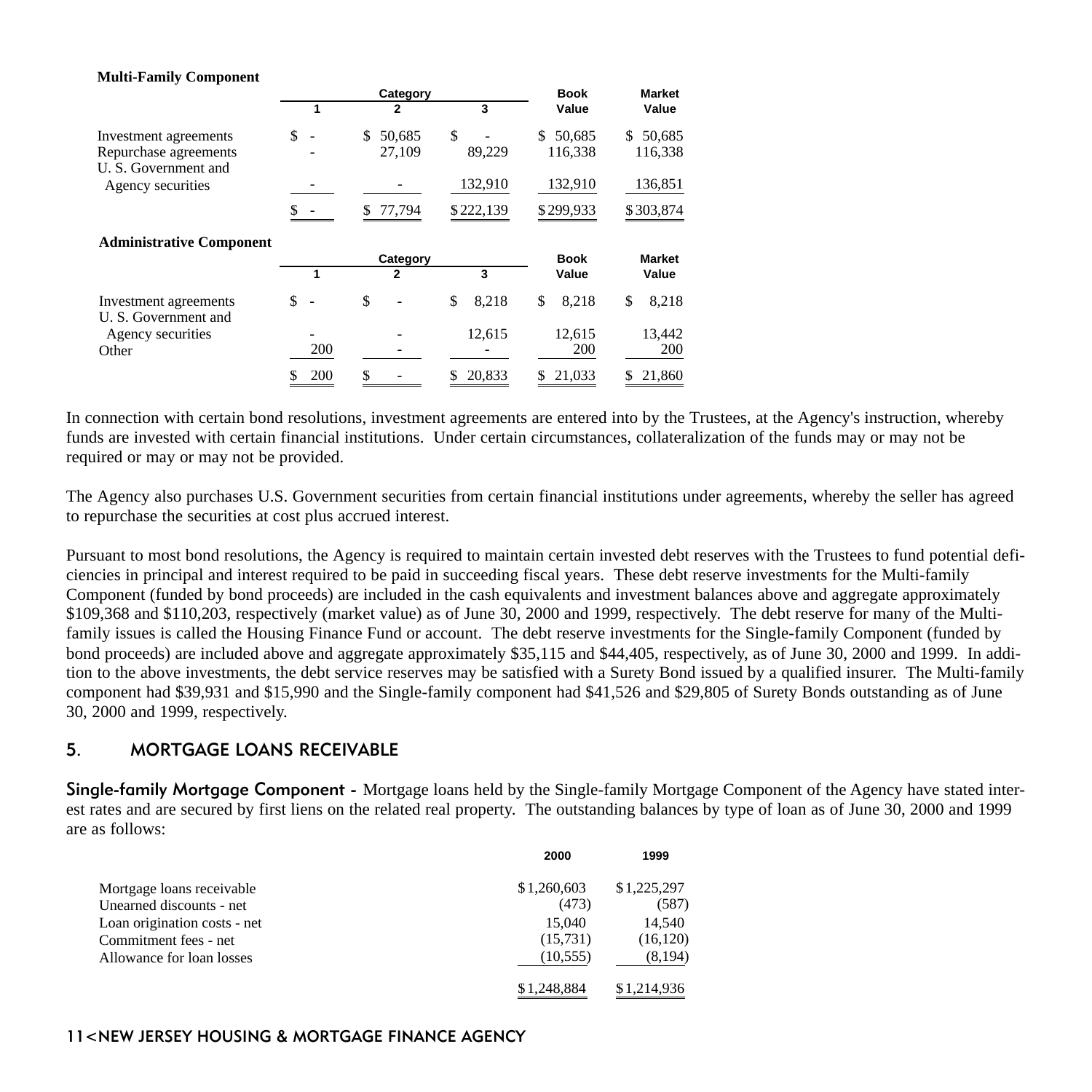**Multi-Family Component**

| | Category 1 | Category 2 | Category 3 | Book Value | Market Value |
|---|---|---|---|---|---|
| Investment agreements | $ - | $ 50,685 | $ - | $ 50,685 | $ 50,685 |
| Repurchase agreements | - | 27,109 | 89,229 | 116,338 | 116,338 |
| U. S. Government and Agency securities | - | - | 132,910 | 132,910 | 136,851 |
| | $ - | $ 77,794 | $222,139 | $299,933 | $303,874 |

**Administrative Component**

| | Category 1 | Category 2 | Category 3 | Book Value | Market Value |
|---|---|---|---|---|---|
| Investment agreements | $ - | $ - | $ 8,218 | $ 8,218 | $ 8,218 |
| U. S. Government and Agency securities | - | - | 12,615 | 12,615 | 13,442 |
| Other | 200 | - | - | 200 | 200 |
| | $ 200 | $ - | $ 20,833 | $ 21,033 | $ 21,860 |

In connection with certain bond resolutions, investment agreements are entered into by the Trustees, at the Agency's instruction, whereby funds are invested with certain financial institutions. Under certain circumstances, collateralization of the funds may or may not be required or may or may not be provided.

The Agency also purchases U.S. Government securities from certain financial institutions under agreements, whereby the seller has agreed to repurchase the securities at cost plus accrued interest.

Pursuant to most bond resolutions, the Agency is required to maintain certain invested debt reserves with the Trustees to fund potential deficiencies in principal and interest required to be paid in succeeding fiscal years. These debt reserve investments for the Multi-family Component (funded by bond proceeds) are included in the cash equivalents and investment balances above and aggregate approximately $109,368 and $110,203, respectively (market value) as of June 30, 2000 and 1999, respectively. The debt reserve for many of the Multi-family issues is called the Housing Finance Fund or account. The debt reserve investments for the Single-family Component (funded by bond proceeds) are included above and aggregate approximately $35,115 and $44,405, respectively, as of June 30, 2000 and 1999. In addition to the above investments, the debt service reserves may be satisfied with a Surety Bond issued by a qualified insurer. The Multi-family component had $39,931 and $15,990 and the Single-family component had $41,526 and $29,805 of Surety Bonds outstanding as of June 30, 2000 and 1999, respectively.

## 5. MORTGAGE LOANS RECEIVABLE

**Single-family Mortgage Component -** Mortgage loans held by the Single-family Mortgage Component of the Agency have stated interest rates and are secured by first liens on the related real property. The outstanding balances by type of loan as of June 30, 2000 and 1999 are as follows:

| | 2000 | 1999 |
|---|---|---|
| Mortgage loans receivable | $1,260,603 | $1,225,297 |
| Unearned discounts - net | (473) | (587) |
| Loan origination costs - net | 15,040 | 14,540 |
| Commitment fees - net | (15,731) | (16,120) |
| Allowance for loan losses | (10,555) | (8,194) |
| | $1,248,884 | $1,214,936 |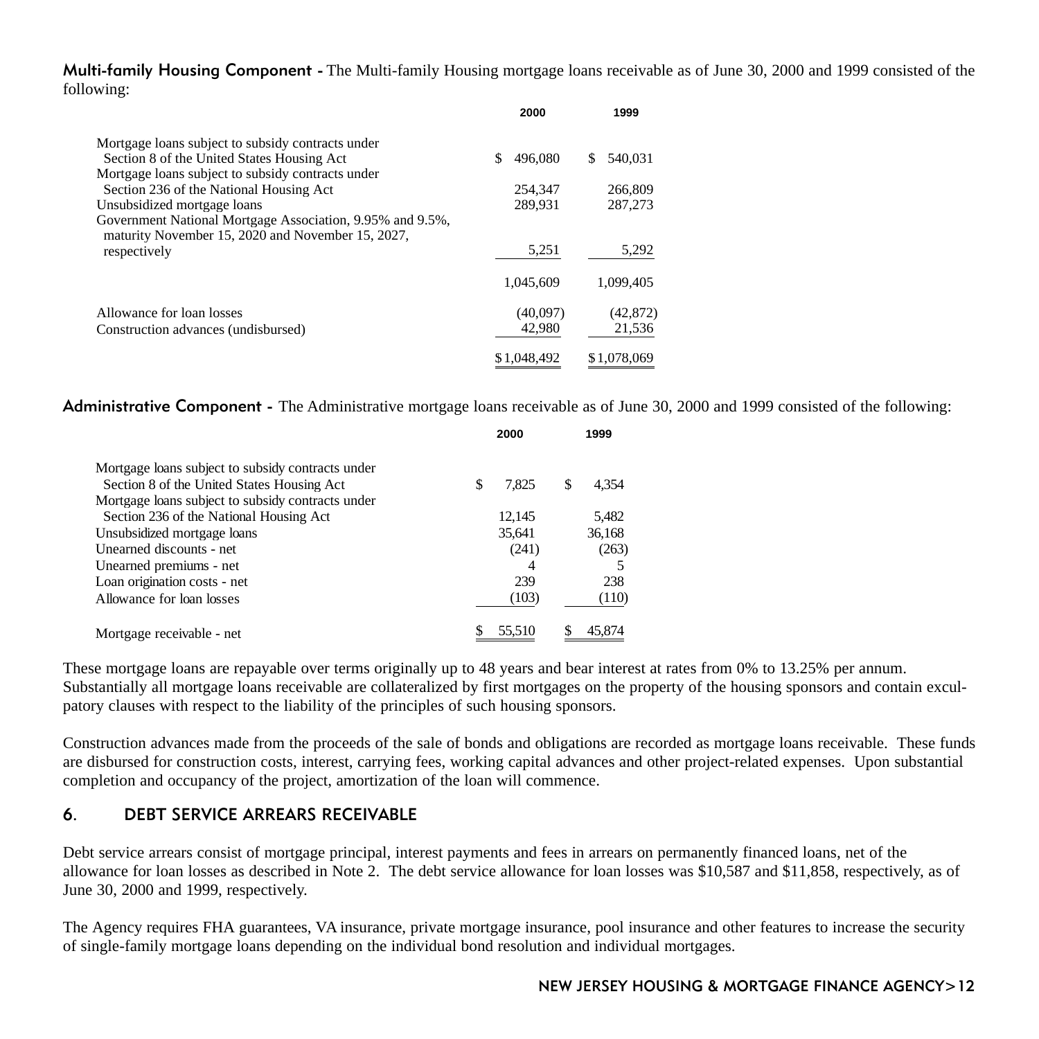**Multi-family Housing Component -** The Multi-family Housing mortgage loans receivable as of June 30, 2000 and 1999 consisted of the following:

| | 2000 | 1999 |
|---|---|---|
| Mortgage loans subject to subsidy contracts under Section 8 of the United States Housing Act | $ 496,080 | $ 540,031 |
| Mortgage loans subject to subsidy contracts under Section 236 of the National Housing Act | 254,347 | 266,809 |
| Unsubsidized mortgage loans | 289,931 | 287,273 |
| Government National Mortgage Association, 9.95% and 9.5%, maturity November 15, 2020 and November 15, 2027, respectively | 5,251 | 5,292 |
| | 1,045,609 | 1,099,405 |
| Allowance for loan losses | (40,097) | (42,872) |
| Construction advances (undisbursed) | 42,980 | 21,536 |
| | $1,048,492 | $1,078,069 |

**Administrative Component -** The Administrative mortgage loans receivable as of June 30, 2000 and 1999 consisted of the following:

| | 2000 | 1999 |
|---|---|---|
| Mortgage loans subject to subsidy contracts under Section 8 of the United States Housing Act | $ 7,825 | $ 4,354 |
| Mortgage loans subject to subsidy contracts under Section 236 of the National Housing Act | 12,145 | 5,482 |
| Unsubsidized mortgage loans | 35,641 | 36,168 |
| Unearned discounts - net | (241) | (263) |
| Unearned premiums - net | 4 | 5 |
| Loan origination costs - net | 239 | 238 |
| Allowance for loan losses | (103) | (110) |
| Mortgage receivable - net | $ 55,510 | $ 45,874 |

These mortgage loans are repayable over terms originally up to 48 years and bear interest at rates from 0% to 13.25% per annum. Substantially all mortgage loans receivable are collateralized by first mortgages on the property of the housing sponsors and contain exculpatory clauses with respect to the liability of the principles of such housing sponsors.

Construction advances made from the proceeds of the sale of bonds and obligations are recorded as mortgage loans receivable. These funds are disbursed for construction costs, interest, carrying fees, working capital advances and other project-related expenses. Upon substantial completion and occupancy of the project, amortization of the loan will commence.

## 6. DEBT SERVICE ARREARS RECEIVABLE

Debt service arrears consist of mortgage principal, interest payments and fees in arrears on permanently financed loans, net of the allowance for loan losses as described in Note 2. The debt service allowance for loan losses was $10,587 and $11,858, respectively, as of June 30, 2000 and 1999, respectively.

The Agency requires FHA guarantees, VA insurance, private mortgage insurance, pool insurance and other features to increase the security of single-family mortgage loans depending on the individual bond resolution and individual mortgages.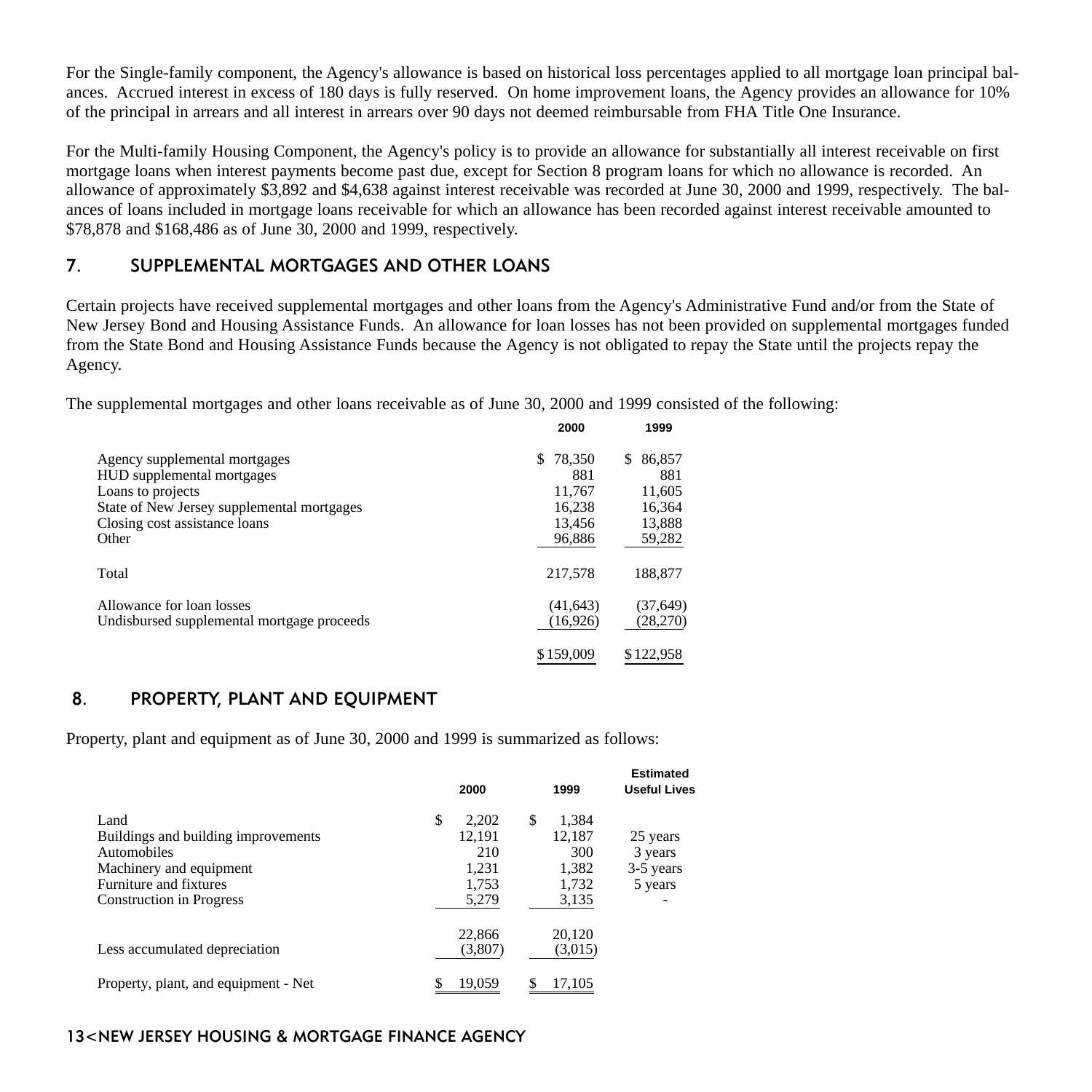For the Single-family component, the Agency's allowance is based on historical loss percentages applied to all mortgage loan principal balances. Accrued interest in excess of 180 days is fully reserved. On home improvement loans, the Agency provides an allowance for 10% of the principal in arrears and all interest in arrears over 90 days not deemed reimbursable from FHA Title One Insurance.

For the Multi-family Housing Component, the Agency's policy is to provide an allowance for substantially all interest receivable on first mortgage loans when interest payments become past due, except for Section 8 program loans for which no allowance is recorded. An allowance of approximately $3,892 and $4,638 against interest receivable was recorded at June 30, 2000 and 1999, respectively. The balances of loans included in mortgage loans receivable for which an allowance has been recorded against interest receivable amounted to $78,878 and $168,486 as of June 30, 2000 and 1999, respectively.

## 7. SUPPLEMENTAL MORTGAGES AND OTHER LOANS

Certain projects have received supplemental mortgages and other loans from the Agency's Administrative Fund and/or from the State of New Jersey Bond and Housing Assistance Funds. An allowance for loan losses has not been provided on supplemental mortgages funded from the State Bond and Housing Assistance Funds because the Agency is not obligated to repay the State until the projects repay the Agency.

The supplemental mortgages and other loans receivable as of June 30, 2000 and 1999 consisted of the following:

| | 2000 | 1999 |
|---|---|---|
| Agency supplemental mortgages | $ 78,350 | $ 86,857 |
| HUD supplemental mortgages | 881 | 881 |
| Loans to projects | 11,767 | 11,605 |
| State of New Jersey supplemental mortgages | 16,238 | 16,364 |
| Closing cost assistance loans | 13,456 | 13,888 |
| Other | 96,886 | 59,282 |
| Total | 217,578 | 188,877 |
| Allowance for loan losses | (41,643) | (37,649) |
| Undisbursed supplemental mortgage proceeds | (16,926) | (28,270) |
| | $159,009 | $122,958 |

## 8. PROPERTY, PLANT AND EQUIPMENT

Property, plant and equipment as of June 30, 2000 and 1999 is summarized as follows:

| | 2000 | 1999 | Estimated Useful Lives |
|---|---|---|---|
| Land | $ 2,202 | $ 1,384 | |
| Buildings and building improvements | 12,191 | 12,187 | 25 years |
| Automobiles | 210 | 300 | 3 years |
| Machinery and equipment | 1,231 | 1,382 | 3-5 years |
| Furniture and fixtures | 1,753 | 1,732 | 5 years |
| Construction in Progress | 5,279 | 3,135 | - |
| | 22,866 | 20,120 | |
| Less accumulated depreciation | (3,807) | (3,015) | |
| Property, plant, and equipment - Net | $ 19,059 | $ 17,105 | |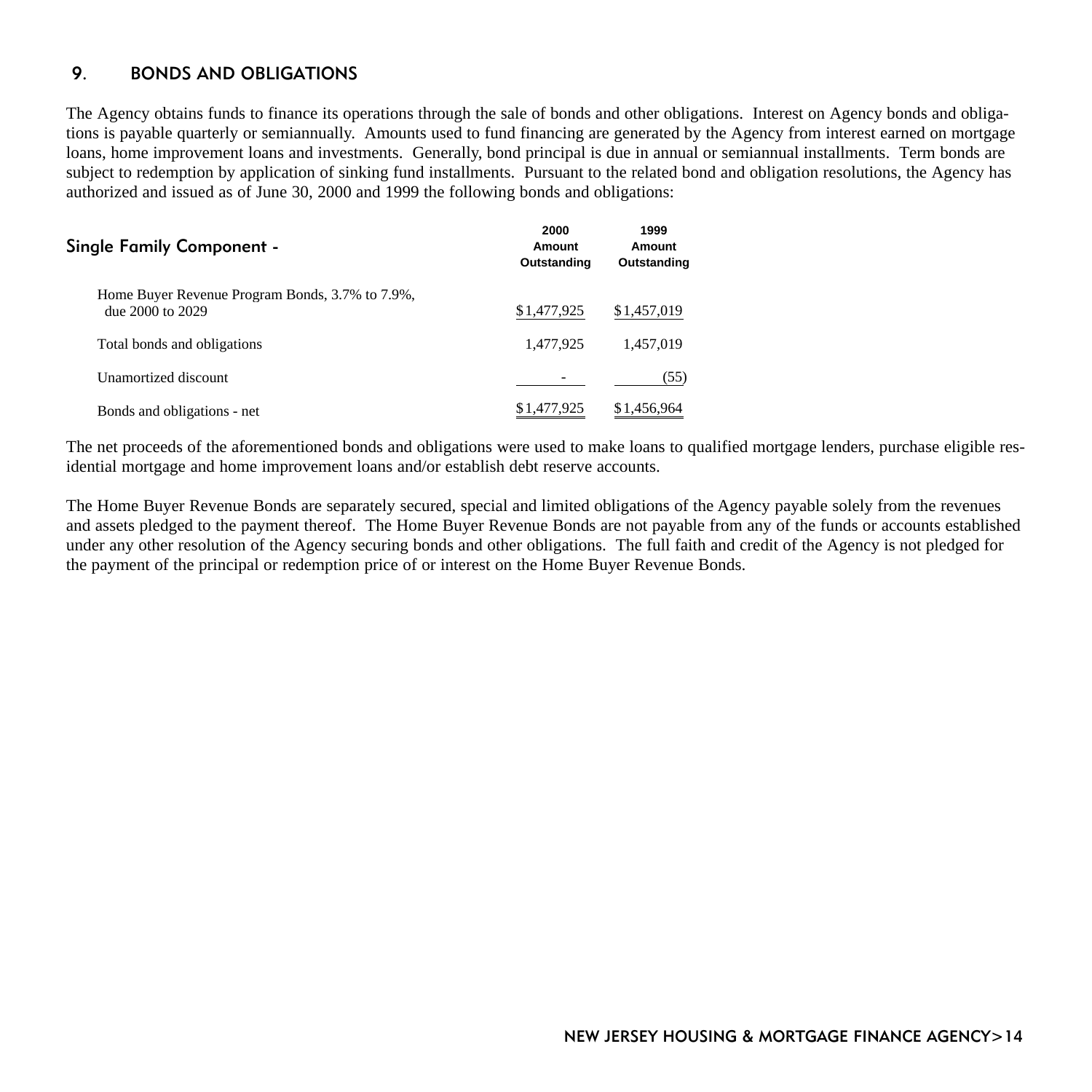## 9. BONDS AND OBLIGATIONS

The Agency obtains funds to finance its operations through the sale of bonds and other obligations. Interest on Agency bonds and obligations is payable quarterly or semiannually. Amounts used to fund financing are generated by the Agency from interest earned on mortgage loans, home improvement loans and investments. Generally, bond principal is due in annual or semiannual installments. Term bonds are subject to redemption by application of sinking fund installments. Pursuant to the related bond and obligation resolutions, the Agency has authorized and issued as of June 30, 2000 and 1999 the following bonds and obligations:

| Single Family Component - | 2000 Amount Outstanding | 1999 Amount Outstanding |
|---|---|---|
| Home Buyer Revenue Program Bonds, 3.7% to 7.9%, due 2000 to 2029 | $1,477,925 | $1,457,019 |
| Total bonds and obligations | 1,477,925 | 1,457,019 |
| Unamortized discount | - | (55) |
| Bonds and obligations - net | $1,477,925 | $1,456,964 |

The net proceeds of the aforementioned bonds and obligations were used to make loans to qualified mortgage lenders, purchase eligible residential mortgage and home improvement loans and/or establish debt reserve accounts.

The Home Buyer Revenue Bonds are separately secured, special and limited obligations of the Agency payable solely from the revenues and assets pledged to the payment thereof. The Home Buyer Revenue Bonds are not payable from any of the funds or accounts established under any other resolution of the Agency securing bonds and other obligations. The full faith and credit of the Agency is not pledged for the payment of the principal or redemption price of or interest on the Home Buyer Revenue Bonds.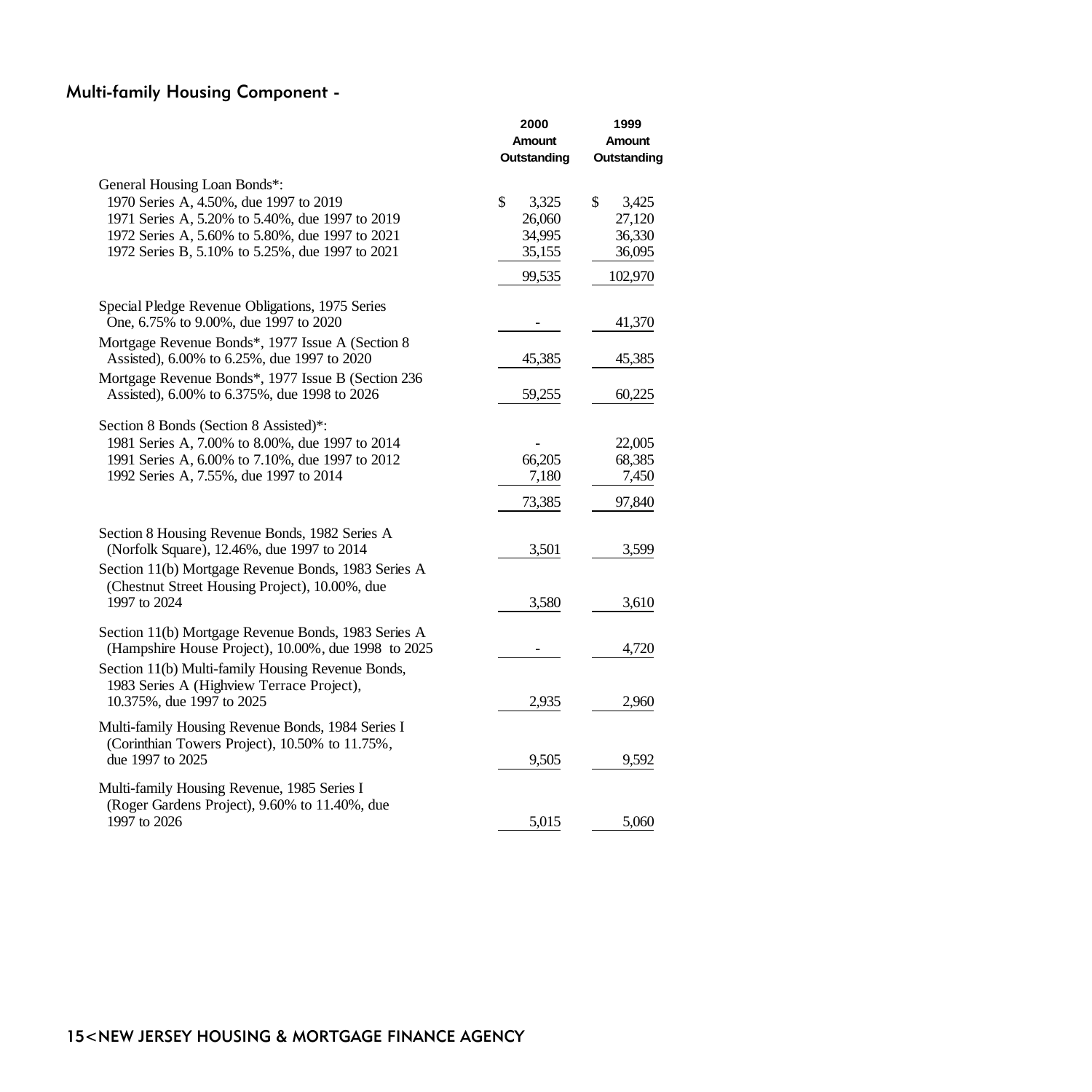## Multi-family Housing Component -

| | 2000 Amount Outstanding | 1999 Amount Outstanding |
|---|---|---|
| General Housing Loan Bonds*: | | |
| 1970 Series A, 4.50%, due 1997 to 2019 | $ 3,325 | $ 3,425 |
| 1971 Series A, 5.20% to 5.40%, due 1997 to 2019 | 26,060 | 27,120 |
| 1972 Series A, 5.60% to 5.80%, due 1997 to 2021 | 34,995 | 36,330 |
| 1972 Series B, 5.10% to 5.25%, due 1997 to 2021 | 35,155 | 36,095 |
| | 99,535 | 102,970 |
| Special Pledge Revenue Obligations, 1975 Series One, 6.75% to 9.00%, due 1997 to 2020 | - | 41,370 |
| Mortgage Revenue Bonds*, 1977 Issue A (Section 8 Assisted), 6.00% to 6.25%, due 1997 to 2020 | 45,385 | 45,385 |
| Mortgage Revenue Bonds*, 1977 Issue B (Section 236 Assisted), 6.00% to 6.375%, due 1998 to 2026 | 59,255 | 60,225 |
| Section 8 Bonds (Section 8 Assisted)*: | | |
| 1981 Series A, 7.00% to 8.00%, due 1997 to 2014 | - | 22,005 |
| 1991 Series A, 6.00% to 7.10%, due 1997 to 2012 | 66,205 | 68,385 |
| 1992 Series A, 7.55%, due 1997 to 2014 | 7,180 | 7,450 |
| | 73,385 | 97,840 |
| Section 8 Housing Revenue Bonds, 1982 Series A (Norfolk Square), 12.46%, due 1997 to 2014 | 3,501 | 3,599 |
| Section 11(b) Mortgage Revenue Bonds, 1983 Series A (Chestnut Street Housing Project), 10.00%, due 1997 to 2024 | 3,580 | 3,610 |
| Section 11(b) Mortgage Revenue Bonds, 1983 Series A (Hampshire House Project), 10.00%, due 1998 to 2025 | - | 4,720 |
| Section 11(b) Multi-family Housing Revenue Bonds, 1983 Series A (Highview Terrace Project), 10.375%, due 1997 to 2025 | 2,935 | 2,960 |
| Multi-family Housing Revenue Bonds, 1984 Series I (Corinthian Towers Project), 10.50% to 11.75%, due 1997 to 2025 | 9,505 | 9,592 |
| Multi-family Housing Revenue, 1985 Series I (Roger Gardens Project), 9.60% to 11.40%, due 1997 to 2026 | 5,015 | 5,060 |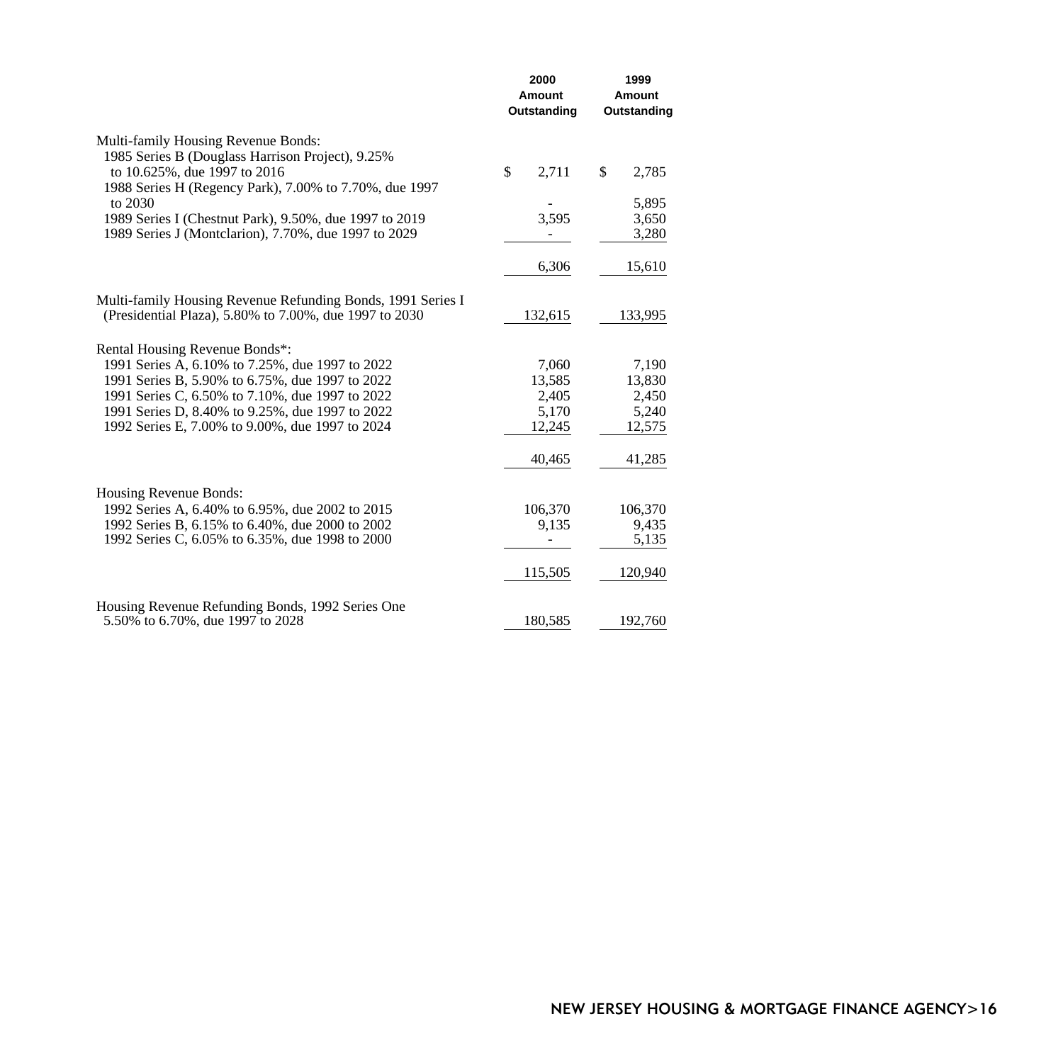| | 2000 Amount Outstanding | 1999 Amount Outstanding |
|---|---|---|
| Multi-family Housing Revenue Bonds: | | |
| 1985 Series B (Douglass Harrison Project), 9.25% to 10.625%, due 1997 to 2016 | $ 2,711 | $ 2,785 |
| 1988 Series H (Regency Park), 7.00% to 7.70%, due 1997 to 2030 | - | 5,895 |
| 1989 Series I (Chestnut Park), 9.50%, due 1997 to 2019 | 3,595 | 3,650 |
| 1989 Series J (Montclarion), 7.70%, due 1997 to 2029 | - | 3,280 |
| | 6,306 | 15,610 |
| Multi-family Housing Revenue Refunding Bonds, 1991 Series I (Presidential Plaza), 5.80% to 7.00%, due 1997 to 2030 | 132,615 | 133,995 |
| Rental Housing Revenue Bonds*: | | |
| 1991 Series A, 6.10% to 7.25%, due 1997 to 2022 | 7,060 | 7,190 |
| 1991 Series B, 5.90% to 6.75%, due 1997 to 2022 | 13,585 | 13,830 |
| 1991 Series C, 6.50% to 7.10%, due 1997 to 2022 | 2,405 | 2,450 |
| 1991 Series D, 8.40% to 9.25%, due 1997 to 2022 | 5,170 | 5,240 |
| 1992 Series E, 7.00% to 9.00%, due 1997 to 2024 | 12,245 | 12,575 |
| | 40,465 | 41,285 |
| Housing Revenue Bonds: | | |
| 1992 Series A, 6.40% to 6.95%, due 2002 to 2015 | 106,370 | 106,370 |
| 1992 Series B, 6.15% to 6.40%, due 2000 to 2002 | 9,135 | 9,435 |
| 1992 Series C, 6.05% to 6.35%, due 1998 to 2000 | - | 5,135 |
| | 115,505 | 120,940 |
| Housing Revenue Refunding Bonds, 1992 Series One 5.50% to 6.70%, due 1997 to 2028 | 180,585 | 192,760 |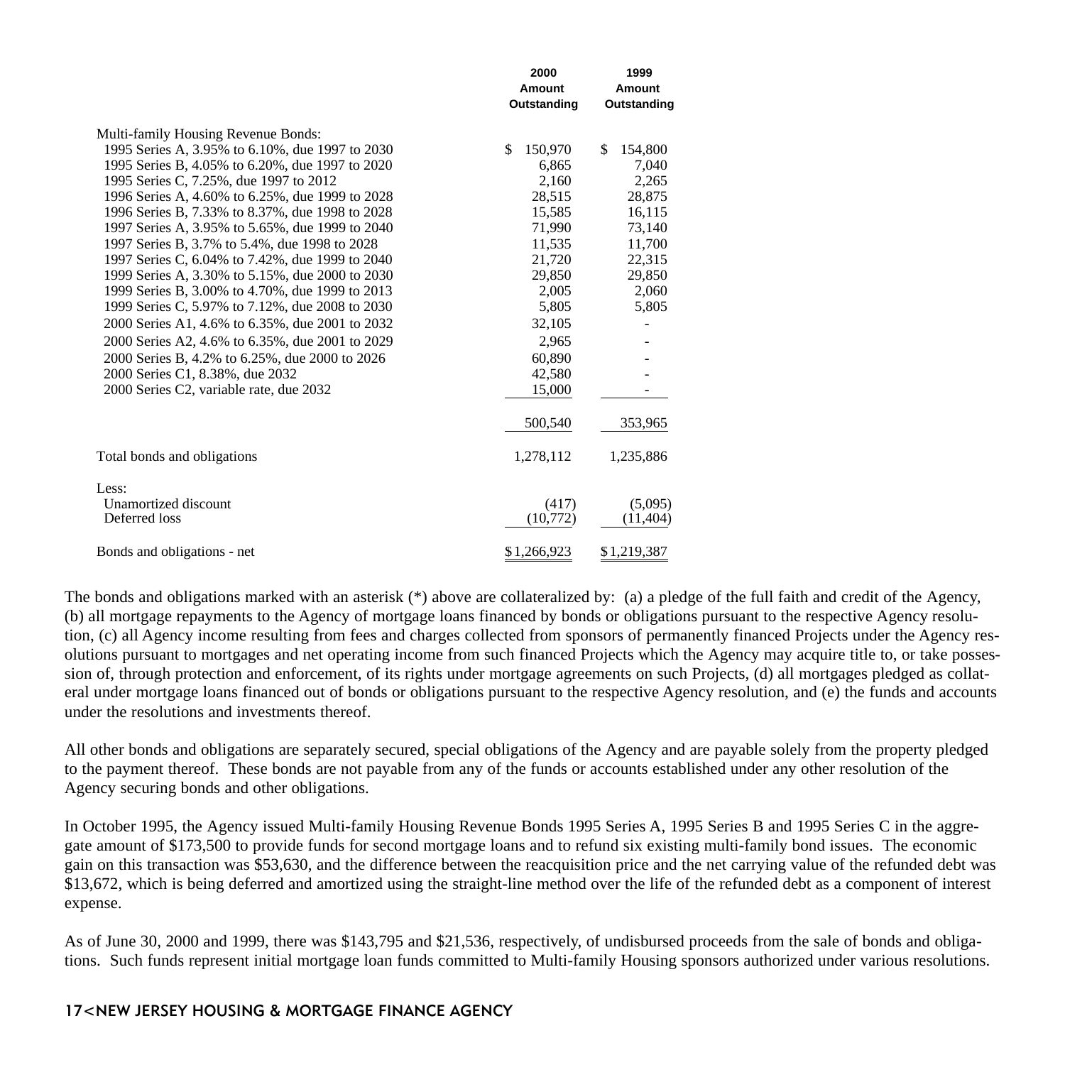| | 2000 Amount Outstanding | 1999 Amount Outstanding |
|---|---|---|
| Multi-family Housing Revenue Bonds: | | |
| 1995 Series A, 3.95% to 6.10%, due 1997 to 2030 | $ 150,970 | $ 154,800 |
| 1995 Series B, 4.05% to 6.20%, due 1997 to 2020 | 6,865 | 7,040 |
| 1995 Series C, 7.25%, due 1997 to 2012 | 2,160 | 2,265 |
| 1996 Series A, 4.60% to 6.25%, due 1999 to 2028 | 28,515 | 28,875 |
| 1996 Series B, 7.33% to 8.37%, due 1998 to 2028 | 15,585 | 16,115 |
| 1997 Series A, 3.95% to 5.65%, due 1999 to 2040 | 71,990 | 73,140 |
| 1997 Series B, 3.7% to 5.4%, due 1998 to 2028 | 11,535 | 11,700 |
| 1997 Series C, 6.04% to 7.42%, due 1999 to 2040 | 21,720 | 22,315 |
| 1999 Series A, 3.30% to 5.15%, due 2000 to 2030 | 29,850 | 29,850 |
| 1999 Series B, 3.00% to 4.70%, due 1999 to 2013 | 2,005 | 2,060 |
| 1999 Series C, 5.97% to 7.12%, due 2008 to 2030 | 5,805 | 5,805 |
| 2000 Series A1, 4.6% to 6.35%, due 2001 to 2032 | 32,105 | - |
| 2000 Series A2, 4.6% to 6.35%, due 2001 to 2029 | 2,965 | - |
| 2000 Series B, 4.2% to 6.25%, due 2000 to 2026 | 60,890 | - |
| 2000 Series C1, 8.38%, due 2032 | 42,580 | - |
| 2000 Series C2, variable rate, due 2032 | 15,000 | - |
| | 500,540 | 353,965 |
| Total bonds and obligations | 1,278,112 | 1,235,886 |
| Less: | | |
| Unamortized discount | (417) | (5,095) |
| Deferred loss | (10,772) | (11,404) |
| Bonds and obligations - net | $1,266,923 | $1,219,387 |

The bonds and obligations marked with an asterisk (*) above are collateralized by: (a) a pledge of the full faith and credit of the Agency, (b) all mortgage repayments to the Agency of mortgage loans financed by bonds or obligations pursuant to the respective Agency resolution, (c) all Agency income resulting from fees and charges collected from sponsors of permanently financed Projects under the Agency resolutions pursuant to mortgages and net operating income from such financed Projects which the Agency may acquire title to, or take possession of, through protection and enforcement, of its rights under mortgage agreements on such Projects, (d) all mortgages pledged as collateral under mortgage loans financed out of bonds or obligations pursuant to the respective Agency resolution, and (e) the funds and accounts under the resolutions and investments thereof.

All other bonds and obligations are separately secured, special obligations of the Agency and are payable solely from the property pledged to the payment thereof. These bonds are not payable from any of the funds or accounts established under any other resolution of the Agency securing bonds and other obligations.

In October 1995, the Agency issued Multi-family Housing Revenue Bonds 1995 Series A, 1995 Series B and 1995 Series C in the aggregate amount of $173,500 to provide funds for second mortgage loans and to refund six existing multi-family bond issues. The economic gain on this transaction was $53,630, and the difference between the reacquisition price and the net carrying value of the refunded debt was $13,672, which is being deferred and amortized using the straight-line method over the life of the refunded debt as a component of interest expense.

As of June 30, 2000 and 1999, there was $143,795 and $21,536, respectively, of undisbursed proceeds from the sale of bonds and obligations. Such funds represent initial mortgage loan funds committed to Multi-family Housing sponsors authorized under various resolutions.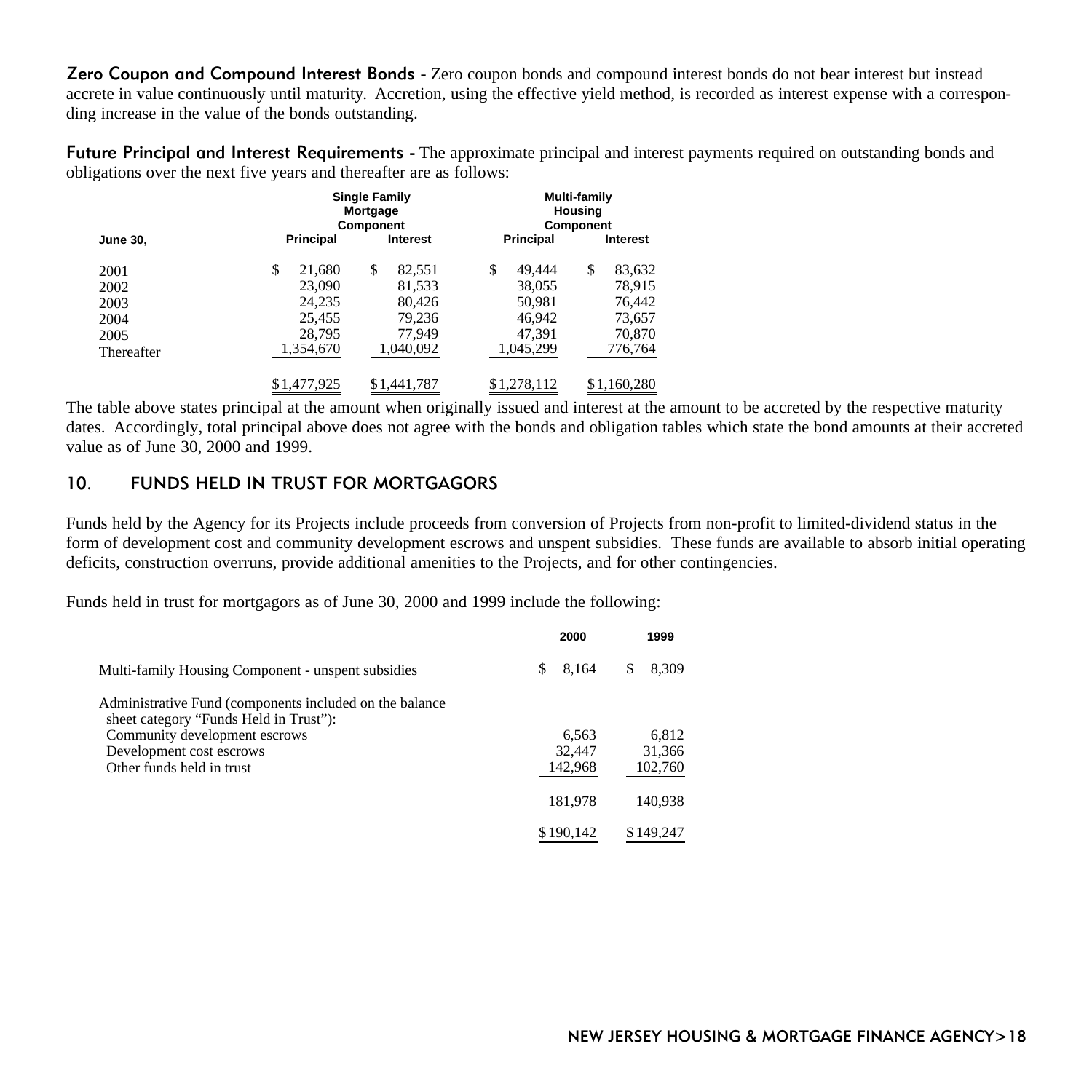**Zero Coupon and Compound Interest Bonds -** Zero coupon bonds and compound interest bonds do not bear interest but instead accrete in value continuously until maturity. Accretion, using the effective yield method, is recorded as interest expense with a corresponding increase in the value of the bonds outstanding.

**Future Principal and Interest Requirements -** The approximate principal and interest payments required on outstanding bonds and obligations over the next five years and thereafter are as follows:

| | Single Family Mortgage Component | | Multi-family Housing Component | |
|---|---|---|---|---|
| **June 30,** | **Principal** | **Interest** | **Principal** | **Interest** |
| 2001 | $ 21,680 | $ 82,551 | $ 49,444 | $ 83,632 |
| 2002 | 23,090 | 81,533 | 38,055 | 78,915 |
| 2003 | 24,235 | 80,426 | 50,981 | 76,442 |
| 2004 | 25,455 | 79,236 | 46,942 | 73,657 |
| 2005 | 28,795 | 77,949 | 47,391 | 70,870 |
| Thereafter | 1,354,670 | 1,040,092 | 1,045,299 | 776,764 |
| | $1,477,925 | $1,441,787 | $1,278,112 | $1,160,280 |

The table above states principal at the amount when originally issued and interest at the amount to be accreted by the respective maturity dates. Accordingly, total principal above does not agree with the bonds and obligation tables which state the bond amounts at their accreted value as of June 30, 2000 and 1999.

## 10. FUNDS HELD IN TRUST FOR MORTGAGORS

Funds held by the Agency for its Projects include proceeds from conversion of Projects from non-profit to limited-dividend status in the form of development cost and community development escrows and unspent subsidies. These funds are available to absorb initial operating deficits, construction overruns, provide additional amenities to the Projects, and for other contingencies.

Funds held in trust for mortgagors as of June 30, 2000 and 1999 include the following:

| | **2000** | **1999** |
|---|---|---|
| Multi-family Housing Component - unspent subsidies | $ 8,164 | $ 8,309 |
| Administrative Fund (components included on the balance sheet category "Funds Held in Trust"): | | |
| Community development escrows | 6,563 | 6,812 |
| Development cost escrows | 32,447 | 31,366 |
| Other funds held in trust | 142,968 | 102,760 |
| | 181,978 | 140,938 |
| | $190,142 | $149,247 |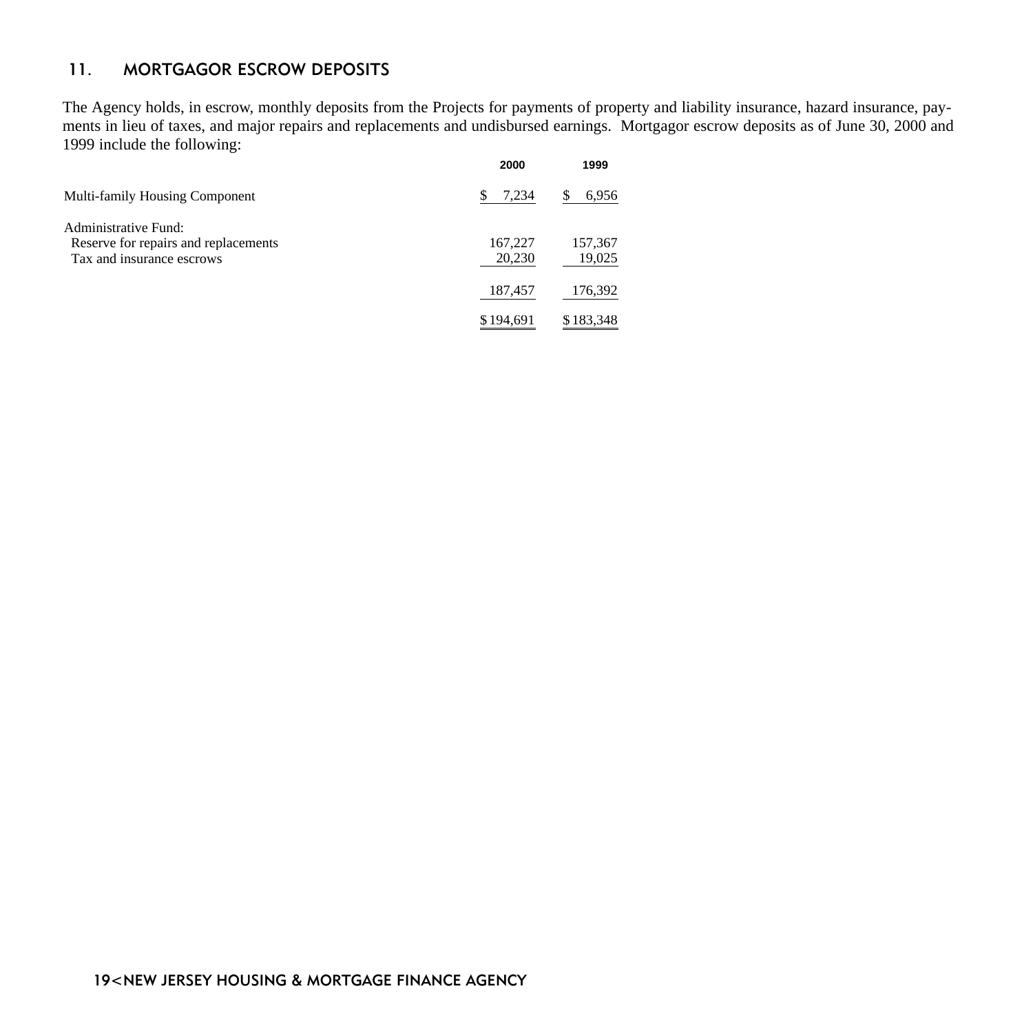## 11. MORTGAGOR ESCROW DEPOSITS

The Agency holds, in escrow, monthly deposits from the Projects for payments of property and liability insurance, hazard insurance, payments in lieu of taxes, and major repairs and replacements and undisbursed earnings. Mortgagor escrow deposits as of June 30, 2000 and 1999 include the following:

| | 2000 | 1999 |
|---|---|---|
| Multi-family Housing Component | $ 7,234 | $ 6,956 |
| Administrative Fund: | | |
| Reserve for repairs and replacements | 167,227 | 157,367 |
| Tax and insurance escrows | 20,230 | 19,025 |
| | 187,457 | 176,392 |
| | $ 194,691 | $ 183,348 |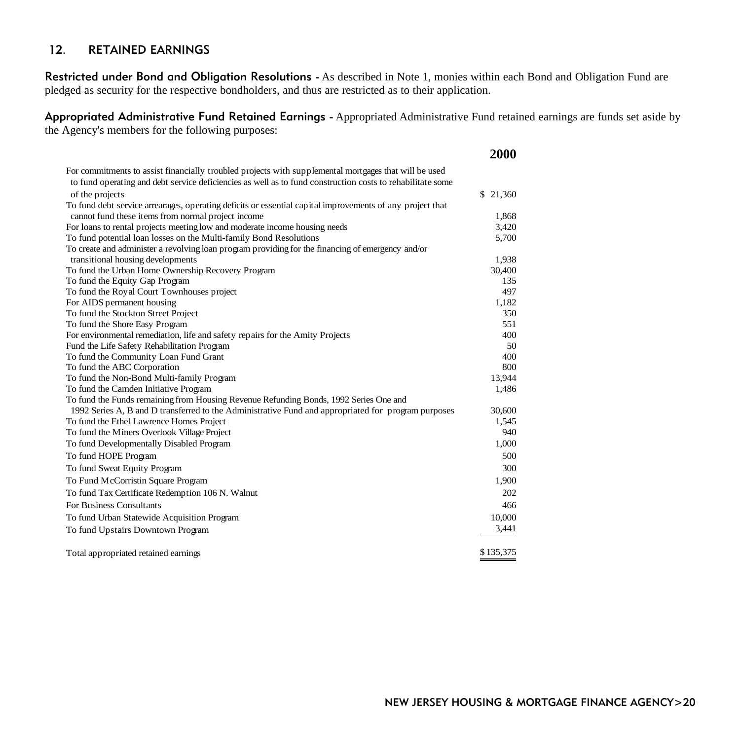## 12. RETAINED EARNINGS

**Restricted under Bond and Obligation Resolutions -** As described in Note 1, monies within each Bond and Obligation Fund are pledged as security for the respective bondholders, and thus are restricted as to their application.

**Appropriated Administrative Fund Retained Earnings -** Appropriated Administrative Fund retained earnings are funds set aside by the Agency's members for the following purposes:

| | 2000 |
|---|---|
| For commitments to assist financially troubled projects with supplemental mortgages that will be used to fund operating and debt service deficiencies as well as to fund construction costs to rehabilitate some of the projects | $ 21,360 |
| To fund debt service arrearages, operating deficits or essential capital improvements of any project that cannot fund these items from normal project income | 1,868 |
| For loans to rental projects meeting low and moderate income housing needs | 3,420 |
| To fund potential loan losses on the Multi-family Bond Resolutions | 5,700 |
| To create and administer a revolving loan program providing for the financing of emergency and/or transitional housing developments | 1,938 |
| To fund the Urban Home Ownership Recovery Program | 30,400 |
| To fund the Equity Gap Program | 135 |
| To fund the Royal Court Townhouses project | 497 |
| For AIDS permanent housing | 1,182 |
| To fund the Stockton Street Project | 350 |
| To fund the Shore Easy Program | 551 |
| For environmental remediation, life and safety repairs for the Amity Projects | 400 |
| Fund the Life Safety Rehabilitation Program | 50 |
| To fund the Community Loan Fund Grant | 400 |
| To fund the ABC Corporation | 800 |
| To fund the Non-Bond Multi-family Program | 13,944 |
| To fund the Camden Initiative Program | 1,486 |
| To fund the Funds remaining from Housing Revenue Refunding Bonds, 1992 Series One and 1992 Series A, B and D transferred to the Administrative Fund and appropriated for program purposes | 30,600 |
| To fund the Ethel Lawrence Homes Project | 1,545 |
| To fund the Miners Overlook Village Project | 940 |
| To fund Developmentally Disabled Program | 1,000 |
| To fund HOPE Program | 500 |
| To fund Sweat Equity Program | 300 |
| To Fund McCorristin Square Program | 1,900 |
| To fund Tax Certificate Redemption 106 N. Walnut | 202 |
| For Business Consultants | 466 |
| To fund Urban Statewide Acquisition Program | 10,000 |
| To fund Upstairs Downtown Program | 3,441 |
| Total appropriated retained earnings | $135,375 |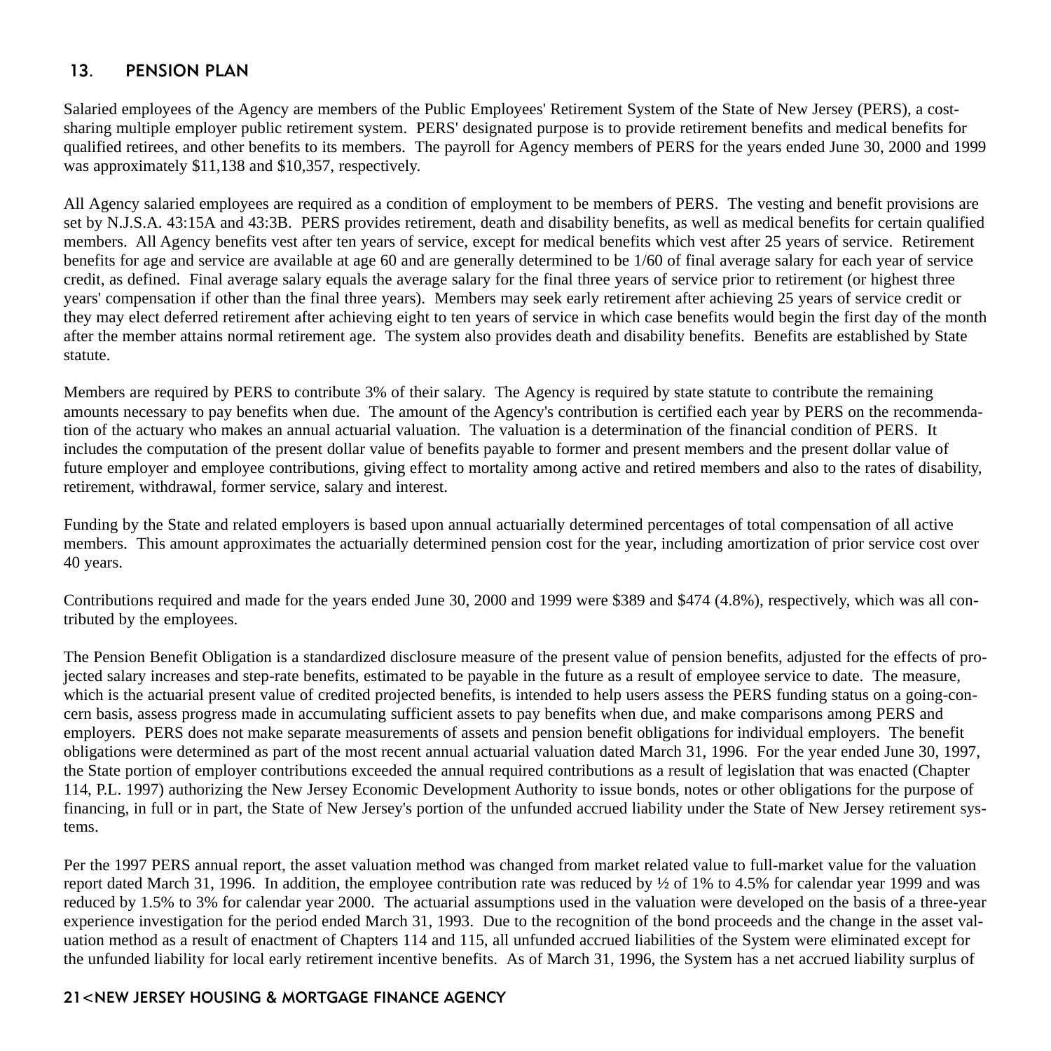## 13. PENSION PLAN

Salaried employees of the Agency are members of the Public Employees' Retirement System of the State of New Jersey (PERS), a cost-sharing multiple employer public retirement system. PERS' designated purpose is to provide retirement benefits and medical benefits for qualified retirees, and other benefits to its members. The payroll for Agency members of PERS for the years ended June 30, 2000 and 1999 was approximately \$11,138 and \$10,357, respectively.

All Agency salaried employees are required as a condition of employment to be members of PERS. The vesting and benefit provisions are set by N.J.S.A. 43:15A and 43:3B. PERS provides retirement, death and disability benefits, as well as medical benefits for certain qualified members. All Agency benefits vest after ten years of service, except for medical benefits which vest after 25 years of service. Retirement benefits for age and service are available at age 60 and are generally determined to be 1/60 of final average salary for each year of service credit, as defined. Final average salary equals the average salary for the final three years of service prior to retirement (or highest three years' compensation if other than the final three years). Members may seek early retirement after achieving 25 years of service credit or they may elect deferred retirement after achieving eight to ten years of service in which case benefits would begin the first day of the month after the member attains normal retirement age. The system also provides death and disability benefits. Benefits are established by State statute.

Members are required by PERS to contribute 3% of their salary. The Agency is required by state statute to contribute the remaining amounts necessary to pay benefits when due. The amount of the Agency's contribution is certified each year by PERS on the recommendation of the actuary who makes an annual actuarial valuation. The valuation is a determination of the financial condition of PERS. It includes the computation of the present dollar value of benefits payable to former and present members and the present dollar value of future employer and employee contributions, giving effect to mortality among active and retired members and also to the rates of disability, retirement, withdrawal, former service, salary and interest.

Funding by the State and related employers is based upon annual actuarially determined percentages of total compensation of all active members. This amount approximates the actuarially determined pension cost for the year, including amortization of prior service cost over 40 years.

Contributions required and made for the years ended June 30, 2000 and 1999 were \$389 and \$474 (4.8%), respectively, which was all contributed by the employees.

The Pension Benefit Obligation is a standardized disclosure measure of the present value of pension benefits, adjusted for the effects of projected salary increases and step-rate benefits, estimated to be payable in the future as a result of employee service to date. The measure, which is the actuarial present value of credited projected benefits, is intended to help users assess the PERS funding status on a going-concern basis, assess progress made in accumulating sufficient assets to pay benefits when due, and make comparisons among PERS and employers. PERS does not make separate measurements of assets and pension benefit obligations for individual employers. The benefit obligations were determined as part of the most recent annual actuarial valuation dated March 31, 1996. For the year ended June 30, 1997, the State portion of employer contributions exceeded the annual required contributions as a result of legislation that was enacted (Chapter 114, P.L. 1997) authorizing the New Jersey Economic Development Authority to issue bonds, notes or other obligations for the purpose of financing, in full or in part, the State of New Jersey's portion of the unfunded accrued liability under the State of New Jersey retirement systems.

Per the 1997 PERS annual report, the asset valuation method was changed from market related value to full-market value for the valuation report dated March 31, 1996. In addition, the employee contribution rate was reduced by ½ of 1% to 4.5% for calendar year 1999 and was reduced by 1.5% to 3% for calendar year 2000. The actuarial assumptions used in the valuation were developed on the basis of a three-year experience investigation for the period ended March 31, 1993. Due to the recognition of the bond proceeds and the change in the asset valuation method as a result of enactment of Chapters 114 and 115, all unfunded accrued liabilities of the System were eliminated except for the unfunded liability for local early retirement incentive benefits. As of March 31, 1996, the System has a net accrued liability surplus of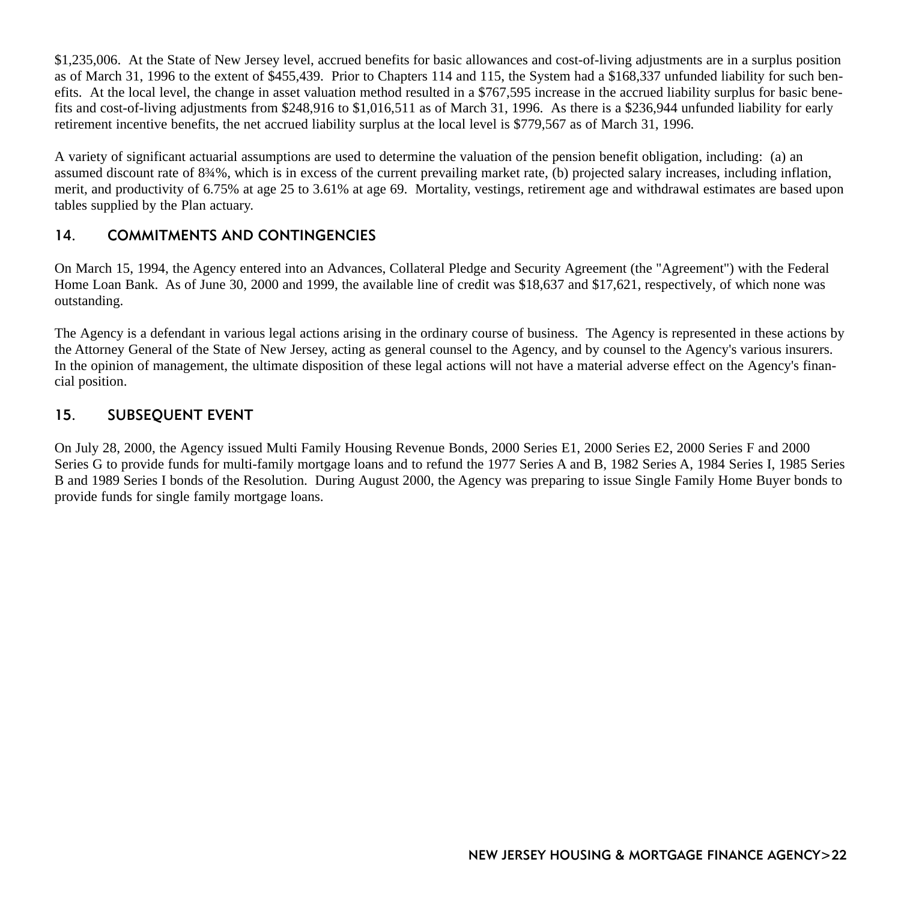$1,235,006. At the State of New Jersey level, accrued benefits for basic allowances and cost-of-living adjustments are in a surplus position as of March 31, 1996 to the extent of $455,439. Prior to Chapters 114 and 115, the System had a $168,337 unfunded liability for such benefits. At the local level, the change in asset valuation method resulted in a $767,595 increase in the accrued liability surplus for basic benefits and cost-of-living adjustments from $248,916 to $1,016,511 as of March 31, 1996. As there is a $236,944 unfunded liability for early retirement incentive benefits, the net accrued liability surplus at the local level is $779,567 as of March 31, 1996.

A variety of significant actuarial assumptions are used to determine the valuation of the pension benefit obligation, including: (a) an assumed discount rate of 8¾%, which is in excess of the current prevailing market rate, (b) projected salary increases, including inflation, merit, and productivity of 6.75% at age 25 to 3.61% at age 69. Mortality, vestings, retirement age and withdrawal estimates are based upon tables supplied by the Plan actuary.

## 14. COMMITMENTS AND CONTINGENCIES

On March 15, 1994, the Agency entered into an Advances, Collateral Pledge and Security Agreement (the "Agreement") with the Federal Home Loan Bank. As of June 30, 2000 and 1999, the available line of credit was $18,637 and $17,621, respectively, of which none was outstanding.

The Agency is a defendant in various legal actions arising in the ordinary course of business. The Agency is represented in these actions by the Attorney General of the State of New Jersey, acting as general counsel to the Agency, and by counsel to the Agency's various insurers. In the opinion of management, the ultimate disposition of these legal actions will not have a material adverse effect on the Agency's financial position.

## 15. SUBSEQUENT EVENT

On July 28, 2000, the Agency issued Multi Family Housing Revenue Bonds, 2000 Series E1, 2000 Series E2, 2000 Series F and 2000 Series G to provide funds for multi-family mortgage loans and to refund the 1977 Series A and B, 1982 Series A, 1984 Series I, 1985 Series B and 1989 Series I bonds of the Resolution. During August 2000, the Agency was preparing to issue Single Family Home Buyer bonds to provide funds for single family mortgage loans.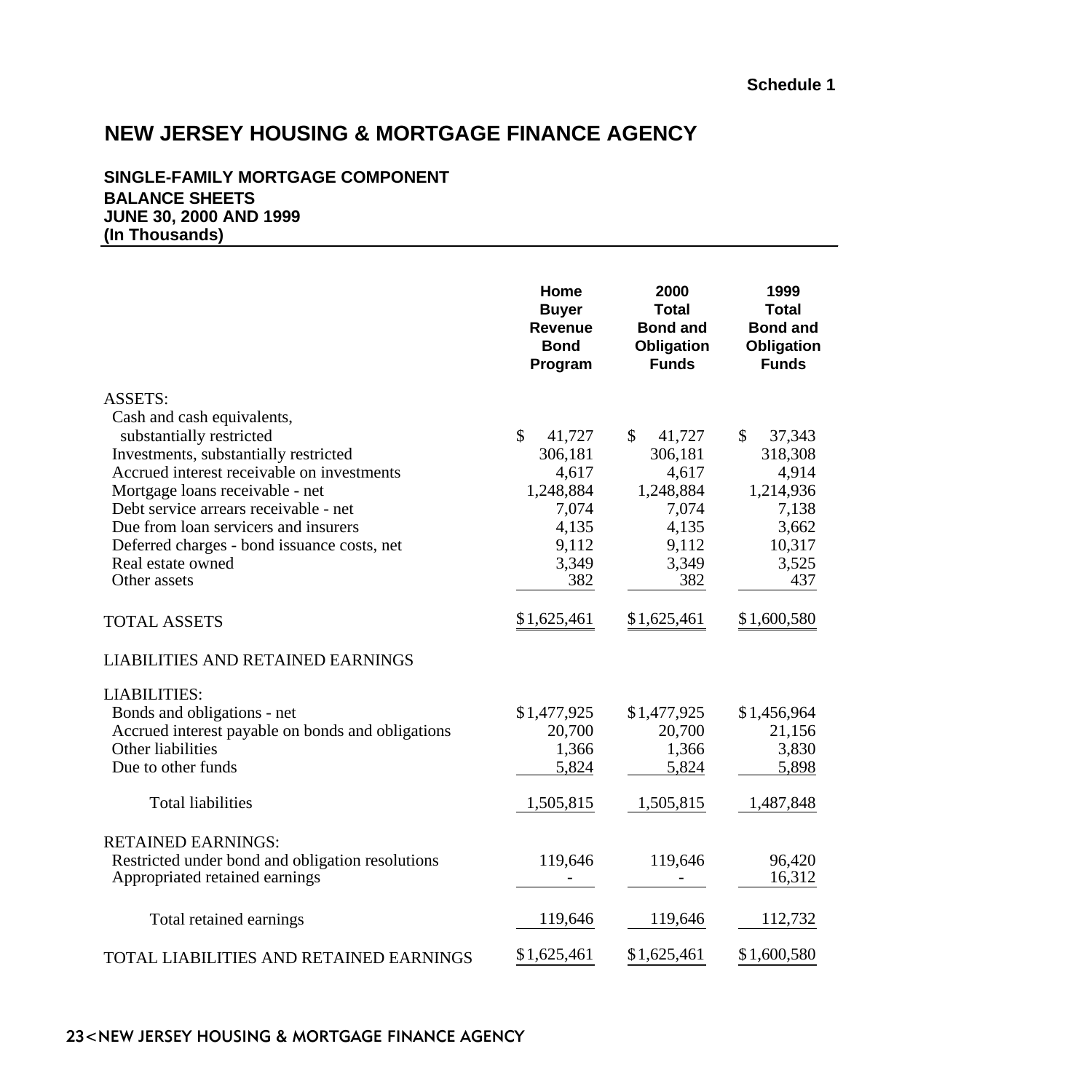Schedule 1

# NEW JERSEY HOUSING & MORTGAGE FINANCE AGENCY

### SINGLE-FAMILY MORTGAGE COMPONENT
### BALANCE SHEETS
### JUNE 30, 2000 AND 1999
### (In Thousands)

| | Home Buyer Revenue Bond Program | 2000 Total Bond and Obligation Funds | 1999 Total Bond and Obligation Funds |
|---|---|---|---|
| ASSETS: | | | |
| Cash and cash equivalents, substantially restricted | $ 41,727 | $ 41,727 | $ 37,343 |
| Investments, substantially restricted | 306,181 | 306,181 | 318,308 |
| Accrued interest receivable on investments | 4,617 | 4,617 | 4,914 |
| Mortgage loans receivable - net | 1,248,884 | 1,248,884 | 1,214,936 |
| Debt service arrears receivable - net | 7,074 | 7,074 | 7,138 |
| Due from loan servicers and insurers | 4,135 | 4,135 | 3,662 |
| Deferred charges - bond issuance costs, net | 9,112 | 9,112 | 10,317 |
| Real estate owned | 3,349 | 3,349 | 3,525 |
| Other assets | 382 | 382 | 437 |
| TOTAL ASSETS | $1,625,461 | $1,625,461 | $1,600,580 |
| LIABILITIES AND RETAINED EARNINGS | | | |
| LIABILITIES: | | | |
| Bonds and obligations - net | $1,477,925 | $1,477,925 | $1,456,964 |
| Accrued interest payable on bonds and obligations | 20,700 | 20,700 | 21,156 |
| Other liabilities | 1,366 | 1,366 | 3,830 |
| Due to other funds | 5,824 | 5,824 | 5,898 |
| Total liabilities | 1,505,815 | 1,505,815 | 1,487,848 |
| RETAINED EARNINGS: | | | |
| Restricted under bond and obligation resolutions | 119,646 | 119,646 | 96,420 |
| Appropriated retained earnings | - | - | 16,312 |
| Total retained earnings | 119,646 | 119,646 | 112,732 |
| TOTAL LIABILITIES AND RETAINED EARNINGS | $1,625,461 | $1,625,461 | $1,600,580 |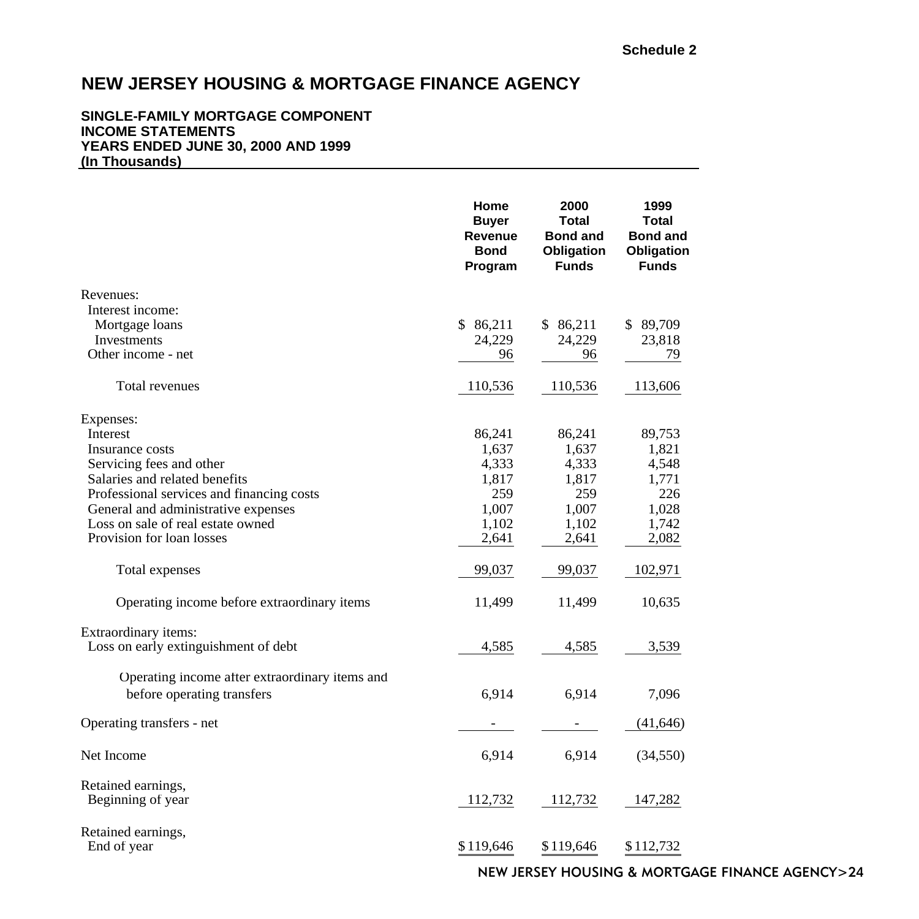Schedule 2

# NEW JERSEY HOUSING & MORTGAGE FINANCE AGENCY

**SINGLE-FAMILY MORTGAGE COMPONENT**
**INCOME STATEMENTS**
**YEARS ENDED JUNE 30, 2000 AND 1999**
**(In Thousands)**

| | Home Buyer Revenue Bond Program | 2000 Total Bond and Obligation Funds | 1999 Total Bond and Obligation Funds |
|---|---|---|---|
| Revenues: | | | |
| Interest income: | | | |
| Mortgage loans | $ 86,211 | $ 86,211 | $ 89,709 |
| Investments | 24,229 | 24,229 | 23,818 |
| Other income - net | 96 | 96 | 79 |
| Total revenues | 110,536 | 110,536 | 113,606 |
| Expenses: | | | |
| Interest | 86,241 | 86,241 | 89,753 |
| Insurance costs | 1,637 | 1,637 | 1,821 |
| Servicing fees and other | 4,333 | 4,333 | 4,548 |
| Salaries and related benefits | 1,817 | 1,817 | 1,771 |
| Professional services and financing costs | 259 | 259 | 226 |
| General and administrative expenses | 1,007 | 1,007 | 1,028 |
| Loss on sale of real estate owned | 1,102 | 1,102 | 1,742 |
| Provision for loan losses | 2,641 | 2,641 | 2,082 |
| Total expenses | 99,037 | 99,037 | 102,971 |
| Operating income before extraordinary items | 11,499 | 11,499 | 10,635 |
| Extraordinary items: | | | |
| Loss on early extinguishment of debt | 4,585 | 4,585 | 3,539 |
| Operating income after extraordinary items and before operating transfers | 6,914 | 6,914 | 7,096 |
| Operating transfers - net | - | - | (41,646) |
| Net Income | 6,914 | 6,914 | (34,550) |
| Retained earnings, Beginning of year | 112,732 | 112,732 | 147,282 |
| Retained earnings, End of year | $119,646 | $119,646 | $112,732 |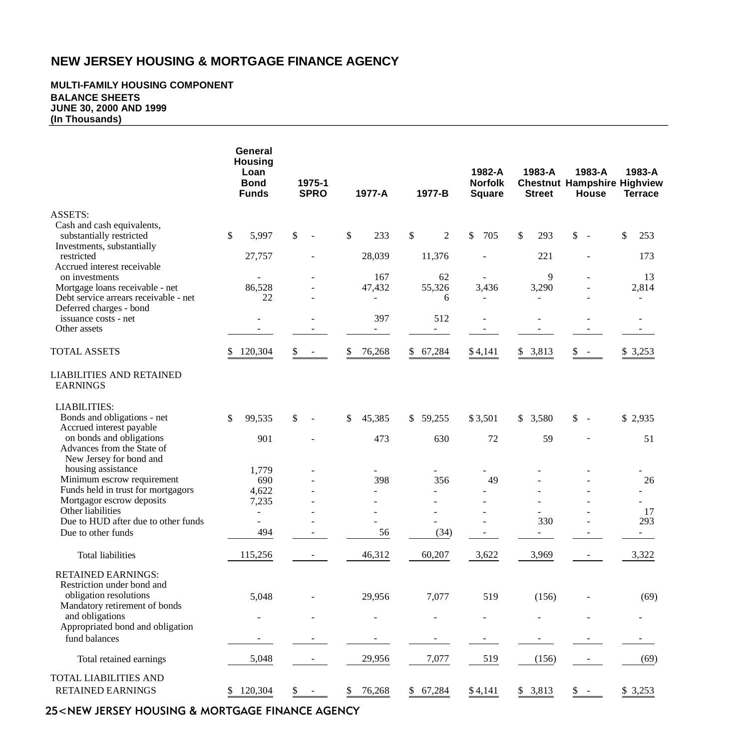## NEW JERSEY HOUSING & MORTGAGE FINANCE AGENCY

**MULTI-FAMILY HOUSING COMPONENT**
**BALANCE SHEETS**
**JUNE 30, 2000 AND 1999**
**(In Thousands)**

| | General Housing Loan Bond Funds | 1975-1 SPRO | 1977-A | 1977-B | 1982-A Norfolk Square | 1983-A Chestnut Street | 1983-A Hampshire House | 1983-A Highview Terrace |
|---|---|---|---|---|---|---|---|---|
| ASSETS: | | | | | | | | |
| Cash and cash equivalents, substantially restricted | $ 5,997 | $ - | $ 233 | $ 2 | $ 705 | $ 293 | $ - | $ 253 |
| Investments, substantially restricted | 27,757 | - | 28,039 | 11,376 | - | 221 | - | 173 |
| Accrued interest receivable on investments | - | - | 167 | 62 | - | 9 | - | 13 |
| Mortgage loans receivable - net | 86,528 | - | 47,432 | 55,326 | 3,436 | 3,290 | - | 2,814 |
| Debt service arrears receivable - net | 22 | - | - | 6 | - | - | - | - |
| Deferred charges - bond issuance costs - net | - | - | 397 | 512 | - | - | - | - |
| Other assets | - | - | - | - | - | - | - | - |
| TOTAL ASSETS | $ 120,304 | $ - | $ 76,268 | $ 67,284 | $ 4,141 | $ 3,813 | $ - | $ 3,253 |
| LIABILITIES AND RETAINED EARNINGS | | | | | | | | |
| LIABILITIES: | | | | | | | | |
| Bonds and obligations - net | $ 99,535 | $ - | $ 45,385 | $ 59,255 | $ 3,501 | $ 3,580 | $ - | $ 2,935 |
| Accrued interest payable on bonds and obligations | 901 | - | 473 | 630 | 72 | 59 | - | 51 |
| Advances from the State of New Jersey for bond and housing assistance | 1,779 | - | - | - | - | - | - | - |
| Minimum escrow requirement | 690 | - | 398 | 356 | 49 | - | - | 26 |
| Funds held in trust for mortgagors | 4,622 | - | - | - | - | - | - | - |
| Mortgagor escrow deposits | 7,235 | - | - | - | - | - | - | - |
| Other liabilities | - | - | - | - | - | - | - | 17 |
| Due to HUD after due to other funds | - | - | - | - | - | 330 | - | 293 |
| Due to other funds | 494 | - | 56 | (34) | - | - | - | - |
| Total liabilities | 115,256 | - | 46,312 | 60,207 | 3,622 | 3,969 | - | 3,322 |
| RETAINED EARNINGS: | | | | | | | | |
| Restriction under bond and obligation resolutions | 5,048 | - | 29,956 | 7,077 | 519 | (156) | - | (69) |
| Mandatory retirement of bonds and obligations | - | - | - | - | - | - | - | - |
| Appropriated bond and obligation fund balances | - | - | - | - | - | - | - | - |
| Total retained earnings | 5,048 | - | 29,956 | 7,077 | 519 | (156) | - | (69) |
| TOTAL LIABILITIES AND RETAINED EARNINGS | $ 120,304 | $ - | $ 76,268 | $ 67,284 | $ 4,141 | $ 3,813 | $ - | $ 3,253 |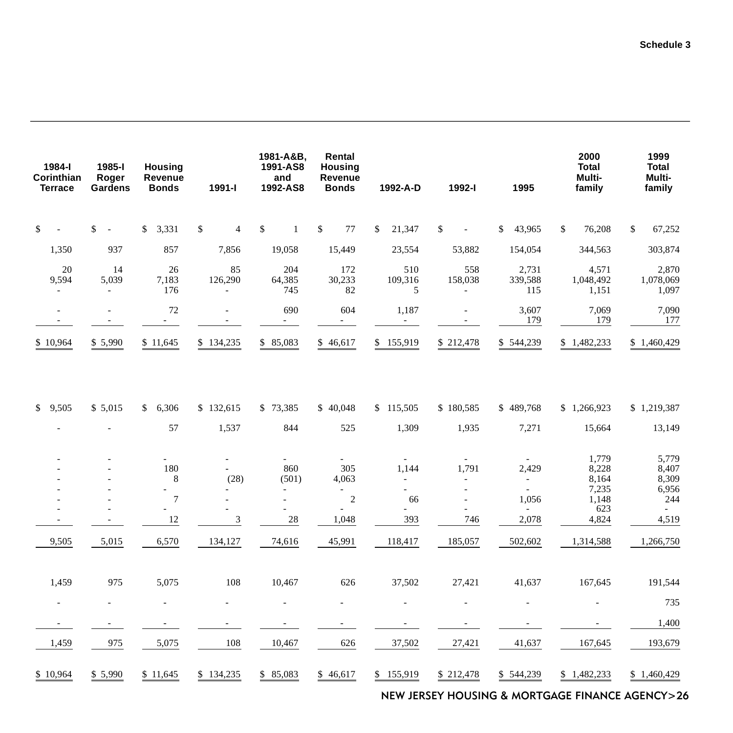**Schedule 3**

| 1984-I Corinthian Terrace | 1985-I Roger Gardens | Housing Revenue Bonds | 1991-I | 1981-A&B, 1991-AS8 and 1992-AS8 | Rental Housing Revenue Bonds | 1992-A-D | 1992-I | 1995 | 2000 Total Multi-family | 1999 Total Multi-family |
|---|---|---|---|---|---|---|---|---|---|---|
| $ - | $ - | $ 3,331 | $ 4 | $ 1 | $ 77 | $ 21,347 | $ - | $ 43,965 | $ 76,208 | $ 67,252 |
| 1,350 | 937 | 857 | 7,856 | 19,058 | 15,449 | 23,554 | 53,882 | 154,054 | 344,563 | 303,874 |
| 20 | 14 | 26 | 85 | 204 | 172 | 510 | 558 | 2,731 | 4,571 | 2,870 |
| 9,594 | 5,039 | 7,183 | 126,290 | 64,385 | 30,233 | 109,316 | 158,038 | 339,588 | 1,048,492 | 1,078,069 |
| - | - | 176 | - | 745 | 82 | 5 | - | 115 | 1,151 | 1,097 |
| - | - | 72 | - | 690 | 604 | 1,187 | - | 3,607 | 7,069 | 7,090 |
| - | - | - | - | - | - | - | - | 179 | 179 | 177 |
| $ 10,964 | $ 5,990 | $ 11,645 | $ 134,235 | $ 85,083 | $ 46,617 | $ 155,919 | $ 212,478 | $ 544,239 | $ 1,482,233 | $ 1,460,429 |
| | | | | | | | | | | |
| $ 9,505 | $ 5,015 | $ 6,306 | $ 132,615 | $ 73,385 | $ 40,048 | $ 115,505 | $ 180,585 | $ 489,768 | $ 1,266,923 | $ 1,219,387 |
| - | - | 57 | 1,537 | 844 | 525 | 1,309 | 1,935 | 7,271 | 15,664 | 13,149 |
| - | - | - | - | - | - | - | - | - | 1,779 | 5,779 |
| - | - | 180 | - | 860 | 305 | 1,144 | 1,791 | 2,429 | 8,228 | 8,407 |
| - | - | 8 | (28) | (501) | 4,063 | - | - | - | 8,164 | 8,309 |
| - | - | - | - | - | - | - | - | - | 7,235 | 6,956 |
| - | - | 7 | - | - | 2 | 66 | - | 1,056 | 1,148 | 244 |
| - | - | - | - | - | - | - | - | - | 623 | - |
| - | - | 12 | 3 | 28 | 1,048 | 393 | 746 | 2,078 | 4,824 | 4,519 |
| 9,505 | 5,015 | 6,570 | 134,127 | 74,616 | 45,991 | 118,417 | 185,057 | 502,602 | 1,314,588 | 1,266,750 |
| 1,459 | 975 | 5,075 | 108 | 10,467 | 626 | 37,502 | 27,421 | 41,637 | 167,645 | 191,544 |
| - | - | - | - | - | - | - | - | - | - | 735 |
| - | - | - | - | - | - | - | - | - | - | 1,400 |
| 1,459 | 975 | 5,075 | 108 | 10,467 | 626 | 37,502 | 27,421 | 41,637 | 167,645 | 193,679 |
| $ 10,964 | $ 5,990 | $ 11,645 | $ 134,235 | $ 85,083 | $ 46,617 | $ 155,919 | $ 212,478 | $ 544,239 | $ 1,482,233 | $ 1,460,429 |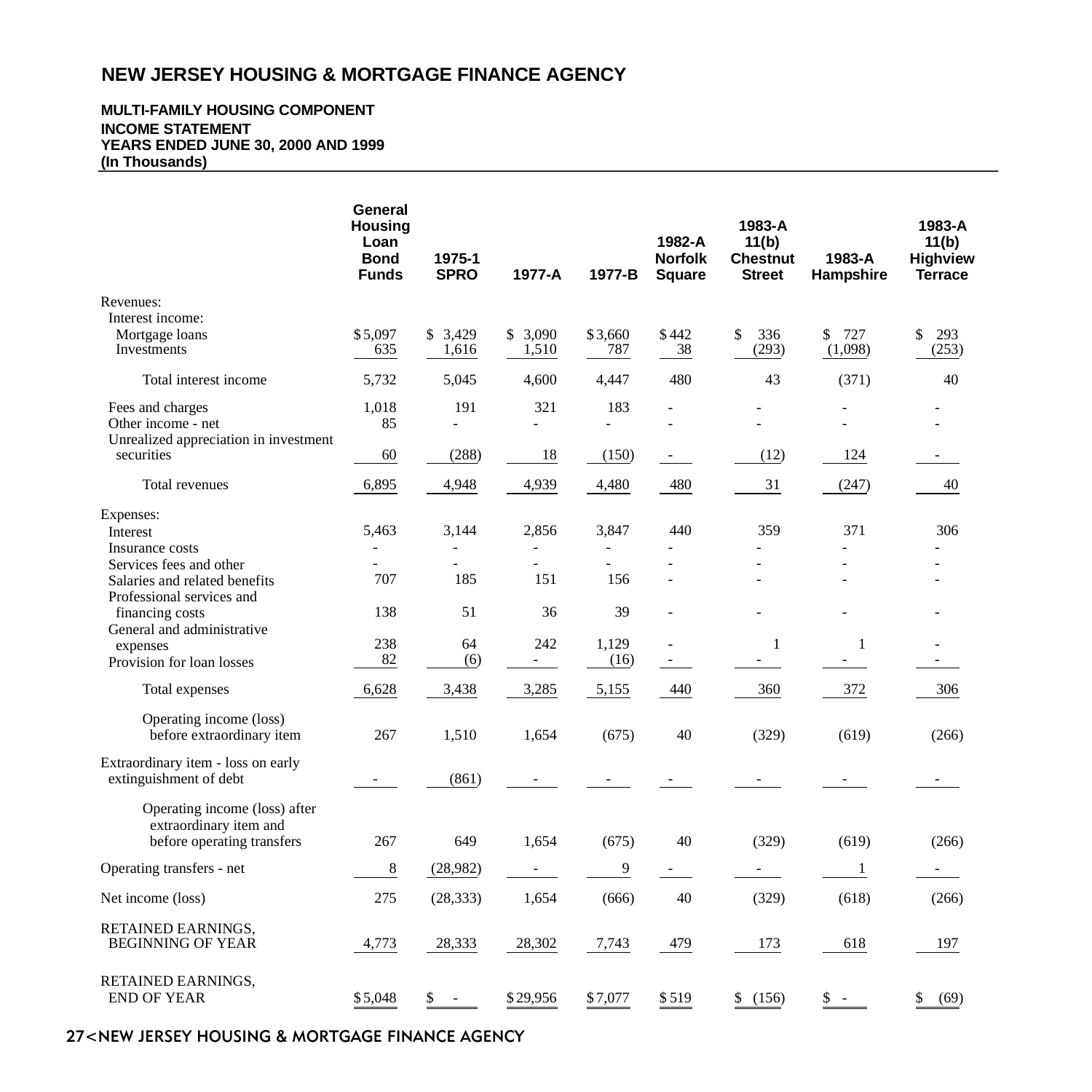# NEW JERSEY HOUSING & MORTGAGE FINANCE AGENCY

**MULTI-FAMILY HOUSING COMPONENT**
**INCOME STATEMENT**
**YEARS ENDED JUNE 30, 2000 AND 1999**
**(In Thousands)**

| | General Housing Loan Bond Funds | 1975-1 SPRO | 1977-A | 1977-B | 1982-A Norfolk Square | 1983-A 11(b) Chestnut Street | 1983-A Hampshire | 1983-A 11(b) Highview Terrace |
|---|---|---|---|---|---|---|---|---|
| Revenues: | | | | | | | | |
| Interest income: | | | | | | | | |
| Mortgage loans | $5,097 | $ 3,429 | $ 3,090 | $3,660 | $442 | $ 336 | $ 727 | $ 293 |
| Investments | 635 | 1,616 | 1,510 | 787 | 38 | (293) | (1,098) | (253) |
| Total interest income | 5,732 | 5,045 | 4,600 | 4,447 | 480 | 43 | (371) | 40 |
| Fees and charges | 1,018 | 191 | 321 | 183 | - | - | - | - |
| Other income - net | 85 | - | - | - | - | - | - | - |
| Unrealized appreciation in investment securities | 60 | (288) | 18 | (150) | - | (12) | 124 | - |
| Total revenues | 6,895 | 4,948 | 4,939 | 4,480 | 480 | 31 | (247) | 40 |
| Expenses: | | | | | | | | |
| Interest | 5,463 | 3,144 | 2,856 | 3,847 | 440 | 359 | 371 | 306 |
| Insurance costs | - | - | - | - | - | - | - | - |
| Services fees and other | - | - | - | - | - | - | - | - |
| Salaries and related benefits | 707 | 185 | 151 | 156 | - | - | - | - |
| Professional services and financing costs | 138 | 51 | 36 | 39 | - | - | - | - |
| General and administrative expenses | 238 | 64 | 242 | 1,129 | - | 1 | 1 | - |
| Provision for loan losses | 82 | (6) | - | (16) | - | - | - | - |
| Total expenses | 6,628 | 3,438 | 3,285 | 5,155 | 440 | 360 | 372 | 306 |
| Operating income (loss) before extraordinary item | 267 | 1,510 | 1,654 | (675) | 40 | (329) | (619) | (266) |
| Extraordinary item - loss on early extinguishment of debt | - | (861) | - | - | - | - | - | - |
| Operating income (loss) after extraordinary item and before operating transfers | 267 | 649 | 1,654 | (675) | 40 | (329) | (619) | (266) |
| Operating transfers - net | 8 | (28,982) | - | 9 | - | - | 1 | - |
| Net income (loss) | 275 | (28,333) | 1,654 | (666) | 40 | (329) | (618) | (266) |
| RETAINED EARNINGS, BEGINNING OF YEAR | 4,773 | 28,333 | 28,302 | 7,743 | 479 | 173 | 618 | 197 |
| RETAINED EARNINGS, END OF YEAR | $5,048 | $ - | $29,956 | $7,077 | $519 | $ (156) | $ - | $ (69) |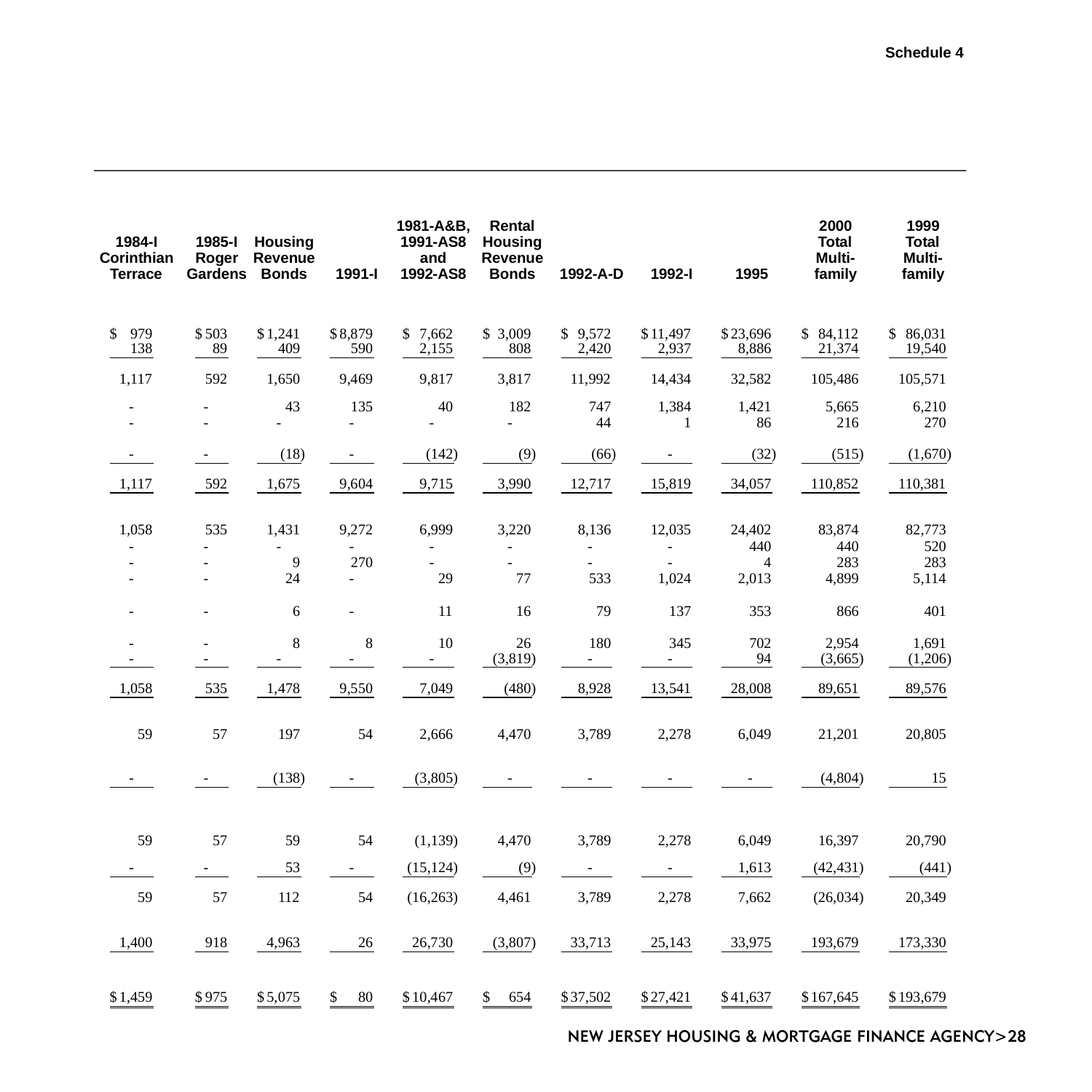**Schedule 4**

| 1984-I Corinthian Terrace | 1985-I Roger Gardens | Housing Revenue Bonds | 1991-I | 1981-A&B, 1991-AS8 and 1992-AS8 | Rental Housing Revenue Bonds | 1992-A-D | 1992-I | 1995 | 2000 Total Multi-family | 1999 Total Multi-family |
|---|---|---|---|---|---|---|---|---|---|---|
| $ 979 | $ 503 | $ 1,241 | $ 8,879 | $ 7,662 | $ 3,009 | $ 9,572 | $ 11,497 | $ 23,696 | $ 84,112 | $ 86,031 |
| 138 | 89 | 409 | 590 | 2,155 | 808 | 2,420 | 2,937 | 8,886 | 21,374 | 19,540 |
| 1,117 | 592 | 1,650 | 9,469 | 9,817 | 3,817 | 11,992 | 14,434 | 32,582 | 105,486 | 105,571 |
| - | - | 43 | 135 | 40 | 182 | 747 | 1,384 | 1,421 | 5,665 | 6,210 |
| - | - | - | - | - | - | 44 | 1 | 86 | 216 | 270 |
| - | - | (18) | - | (142) | (9) | (66) | - | (32) | (515) | (1,670) |
| 1,117 | 592 | 1,675 | 9,604 | 9,715 | 3,990 | 12,717 | 15,819 | 34,057 | 110,852 | 110,381 |
| 1,058 | 535 | 1,431 | 9,272 | 6,999 | 3,220 | 8,136 | 12,035 | 24,402 | 83,874 | 82,773 |
| - | - | - | - | - | - | - | - | 440 | 440 | 520 |
| - | - | 9 | 270 | - | - | - | - | 4 | 283 | 283 |
| - | - | 24 | - | 29 | 77 | 533 | 1,024 | 2,013 | 4,899 | 5,114 |
| - | - | 6 | - | 11 | 16 | 79 | 137 | 353 | 866 | 401 |
| - | - | 8 | 8 | 10 | 26 | 180 | 345 | 702 | 2,954 | 1,691 |
| - | - | - | - | - | (3,819) | - | - | 94 | (3,665) | (1,206) |
| 1,058 | 535 | 1,478 | 9,550 | 7,049 | (480) | 8,928 | 13,541 | 28,008 | 89,651 | 89,576 |
| 59 | 57 | 197 | 54 | 2,666 | 4,470 | 3,789 | 2,278 | 6,049 | 21,201 | 20,805 |
| - | - | (138) | - | (3,805) | - | - | - | - | (4,804) | 15 |
| 59 | 57 | 59 | 54 | (1,139) | 4,470 | 3,789 | 2,278 | 6,049 | 16,397 | 20,790 |
| - | - | 53 | - | (15,124) | (9) | - | - | 1,613 | (42,431) | (441) |
| 59 | 57 | 112 | 54 | (16,263) | 4,461 | 3,789 | 2,278 | 7,662 | (26,034) | 20,349 |
| 1,400 | 918 | 4,963 | 26 | 26,730 | (3,807) | 33,713 | 25,143 | 33,975 | 193,679 | 173,330 |
| $ 1,459 | $ 975 | $ 5,075 | $ 80 | $ 10,467 | $ 654 | $ 37,502 | $ 27,421 | $ 41,637 | $ 167,645 | $ 193,679 |